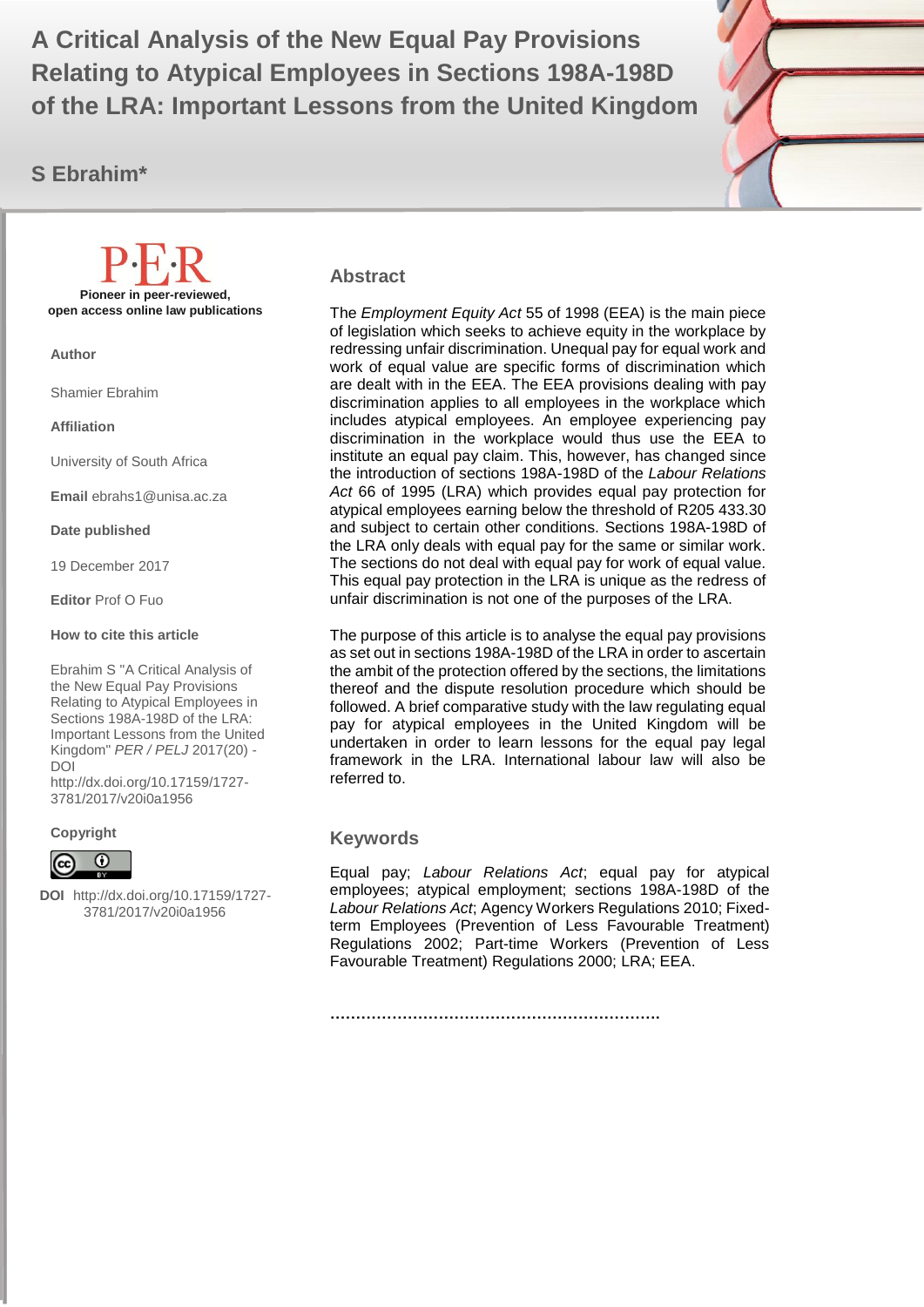# A Critical Analysis of the New Equal Pay Provisions Relating to Atypical Employees in Sections 198A-198D of the LRA: Important Lessons from the United Kingdom

**S Ebrahim***

**Pioneer in peer-reviewed, open access online law publications**

**Author**

Shamier Ebrahim

**Affiliation**

University of South Africa

**Email** ebrahs1@unisa.ac.za

**Date published**

19 December 2017

**Editor** Prof O Fuo

**How to cite this article**

Ebrahim S "A Critical Analysis of the New Equal Pay Provisions Relating to Atypical Employees in Sections 198A-198D of the LRA: Important Lessons from the United Kingdom" *PER / PELJ* 2017(20) - DOI http://dx.doi.org/10.17159/1727-3781/2017/v20i0a1956

**Copyright**

**DOI** http://dx.doi.org/10.17159/1727-3781/2017/v20i0a1956

## Abstract

The *Employment Equity Act* 55 of 1998 (EEA) is the main piece of legislation which seeks to achieve equity in the workplace by redressing unfair discrimination. Unequal pay for equal work and work of equal value are specific forms of discrimination which are dealt with in the EEA. The EEA provisions dealing with pay discrimination applies to all employees in the workplace which includes atypical employees. An employee experiencing pay discrimination in the workplace would thus use the EEA to institute an equal pay claim. This, however, has changed since the introduction of sections 198A-198D of the *Labour Relations Act* 66 of 1995 (LRA) which provides equal pay protection for atypical employees earning below the threshold of R205 433.30 and subject to certain other conditions. Sections 198A-198D of the LRA only deals with equal pay for the same or similar work. The sections do not deal with equal pay for work of equal value. This equal pay protection in the LRA is unique as the redress of unfair discrimination is not one of the purposes of the LRA.

The purpose of this article is to analyse the equal pay provisions as set out in sections 198A-198D of the LRA in order to ascertain the ambit of the protection offered by the sections, the limitations thereof and the dispute resolution procedure which should be followed. A brief comparative study with the law regulating equal pay for atypical employees in the United Kingdom will be undertaken in order to learn lessons for the equal pay legal framework in the LRA. International labour law will also be referred to.

## Keywords

Equal pay; *Labour Relations Act*; equal pay for atypical employees; atypical employment; sections 198A-198D of the *Labour Relations Act*; Agency Workers Regulations 2010; Fixed-term Employees (Prevention of Less Favourable Treatment) Regulations 2002; Part-time Workers (Prevention of Less Favourable Treatment) Regulations 2000; LRA; EEA.

……………………………………………………….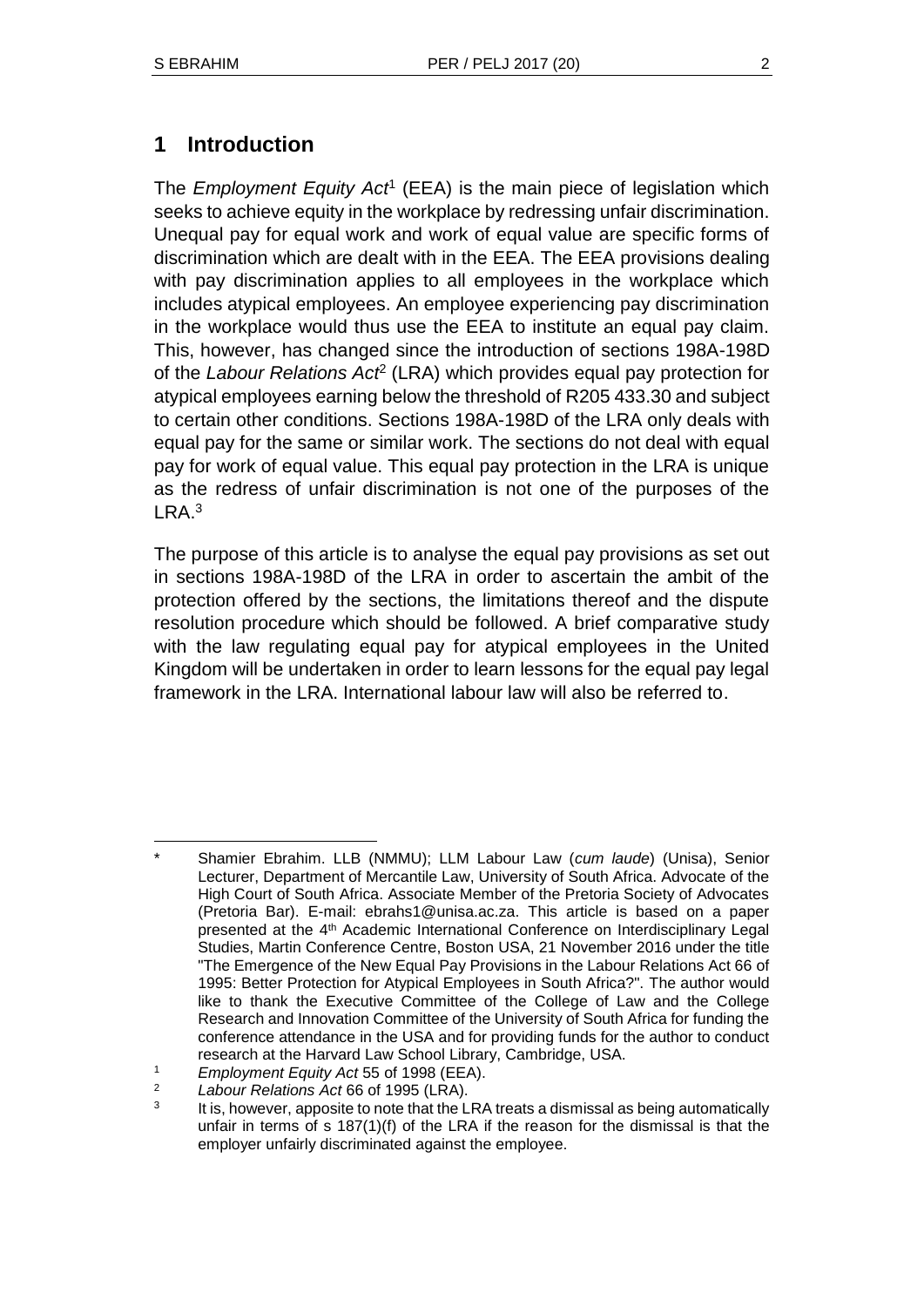## 1 Introduction

The *Employment Equity Act*[1] (EEA) is the main piece of legislation which seeks to achieve equity in the workplace by redressing unfair discrimination. Unequal pay for equal work and work of equal value are specific forms of discrimination which are dealt with in the EEA. The EEA provisions dealing with pay discrimination applies to all employees in the workplace which includes atypical employees. An employee experiencing pay discrimination in the workplace would thus use the EEA to institute an equal pay claim. This, however, has changed since the introduction of sections 198A-198D of the *Labour Relations Act*[2] (LRA) which provides equal pay protection for atypical employees earning below the threshold of R205 433.30 and subject to certain other conditions. Sections 198A-198D of the LRA only deals with equal pay for the same or similar work. The sections do not deal with equal pay for work of equal value. This equal pay protection in the LRA is unique as the redress of unfair discrimination is not one of the purposes of the LRA.[3]

The purpose of this article is to analyse the equal pay provisions as set out in sections 198A-198D of the LRA in order to ascertain the ambit of the protection offered by the sections, the limitations thereof and the dispute resolution procedure which should be followed. A brief comparative study with the law regulating equal pay for atypical employees in the United Kingdom will be undertaken in order to learn lessons for the equal pay legal framework in the LRA. International labour law will also be referred to.

---

\* Shamier Ebrahim. LLB (NMMU); LLM Labour Law (*cum laude*) (Unisa), Senior Lecturer, Department of Mercantile Law, University of South Africa. Advocate of the High Court of South Africa. Associate Member of the Pretoria Society of Advocates (Pretoria Bar). E-mail: ebrahs1@unisa.ac.za. This article is based on a paper presented at the 4th Academic International Conference on Interdisciplinary Legal Studies, Martin Conference Centre, Boston USA, 21 November 2016 under the title "The Emergence of the New Equal Pay Provisions in the Labour Relations Act 66 of 1995: Better Protection for Atypical Employees in South Africa?". The author would like to thank the Executive Committee of the College of Law and the College Research and Innovation Committee of the University of South Africa for funding the conference attendance in the USA and for providing funds for the author to conduct research at the Harvard Law School Library, Cambridge, USA.

[1] *Employment Equity Act* 55 of 1998 (EEA).

[2] *Labour Relations Act* 66 of 1995 (LRA).

[3] It is, however, apposite to note that the LRA treats a dismissal as being automatically unfair in terms of s 187(1)(f) of the LRA if the reason for the dismissal is that the employer unfairly discriminated against the employee.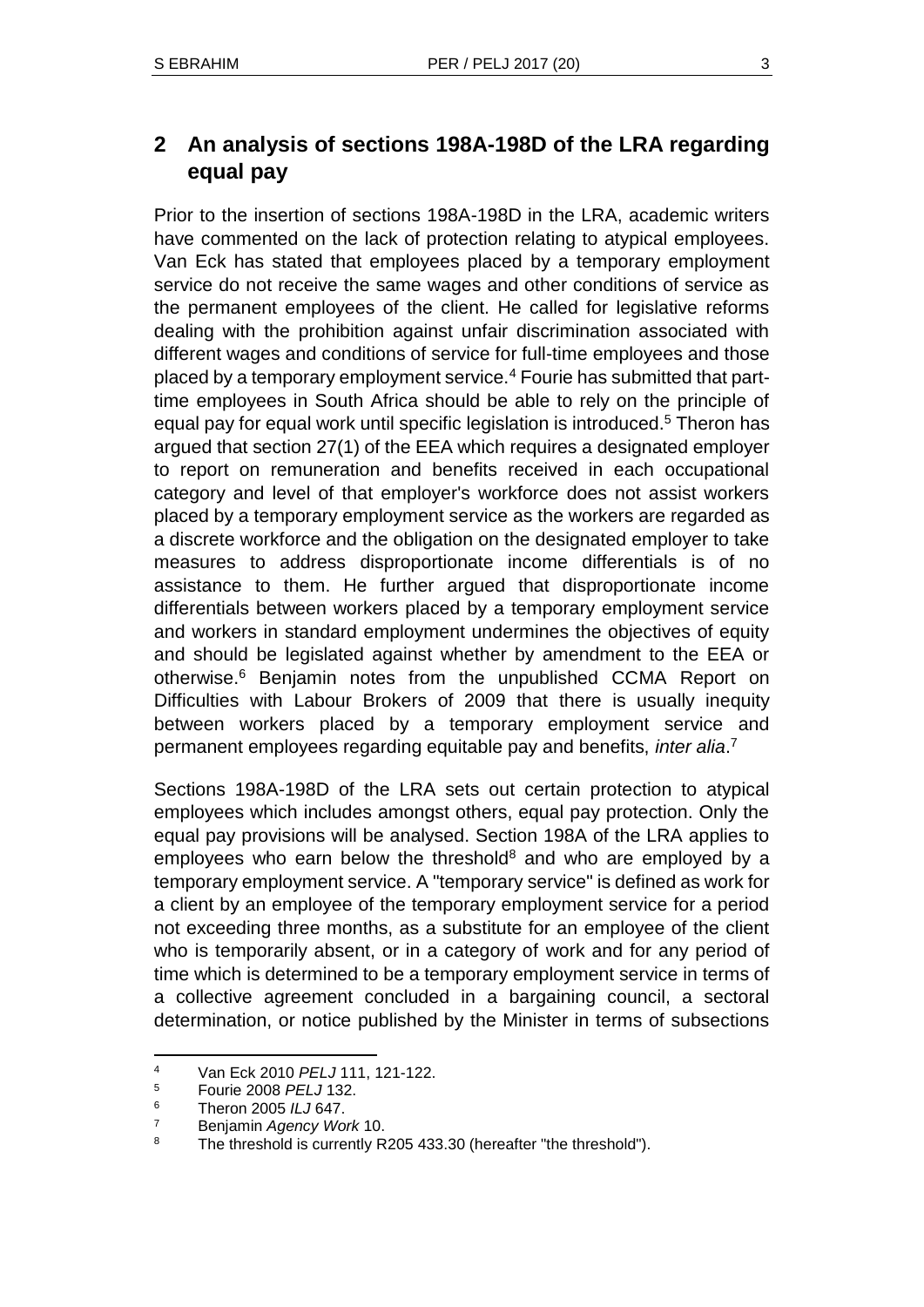## 2 An analysis of sections 198A-198D of the LRA regarding equal pay

Prior to the insertion of sections 198A-198D in the LRA, academic writers have commented on the lack of protection relating to atypical employees. Van Eck has stated that employees placed by a temporary employment service do not receive the same wages and other conditions of service as the permanent employees of the client. He called for legislative reforms dealing with the prohibition against unfair discrimination associated with different wages and conditions of service for full-time employees and those placed by a temporary employment service.[4] Fourie has submitted that part-time employees in South Africa should be able to rely on the principle of equal pay for equal work until specific legislation is introduced.[5] Theron has argued that section 27(1) of the EEA which requires a designated employer to report on remuneration and benefits received in each occupational category and level of that employer's workforce does not assist workers placed by a temporary employment service as the workers are regarded as a discrete workforce and the obligation on the designated employer to take measures to address disproportionate income differentials is of no assistance to them. He further argued that disproportionate income differentials between workers placed by a temporary employment service and workers in standard employment undermines the objectives of equity and should be legislated against whether by amendment to the EEA or otherwise.[6] Benjamin notes from the unpublished CCMA Report on Difficulties with Labour Brokers of 2009 that there is usually inequity between workers placed by a temporary employment service and permanent employees regarding equitable pay and benefits, *inter alia*.[7]

Sections 198A-198D of the LRA sets out certain protection to atypical employees which includes amongst others, equal pay protection. Only the equal pay provisions will be analysed. Section 198A of the LRA applies to employees who earn below the threshold[8] and who are employed by a temporary employment service. A "temporary service" is defined as work for a client by an employee of the temporary employment service for a period not exceeding three months, as a substitute for an employee of the client who is temporarily absent, or in a category of work and for any period of time which is determined to be a temporary employment service in terms of a collective agreement concluded in a bargaining council, a sectoral determination, or notice published by the Minister in terms of subsections

---

4 Van Eck 2010 *PELJ* 111, 121-122.

5 Fourie 2008 *PELJ* 132.

6 Theron 2005 *ILJ* 647.

7 Benjamin *Agency Work* 10.

8 The threshold is currently R205 433.30 (hereafter "the threshold").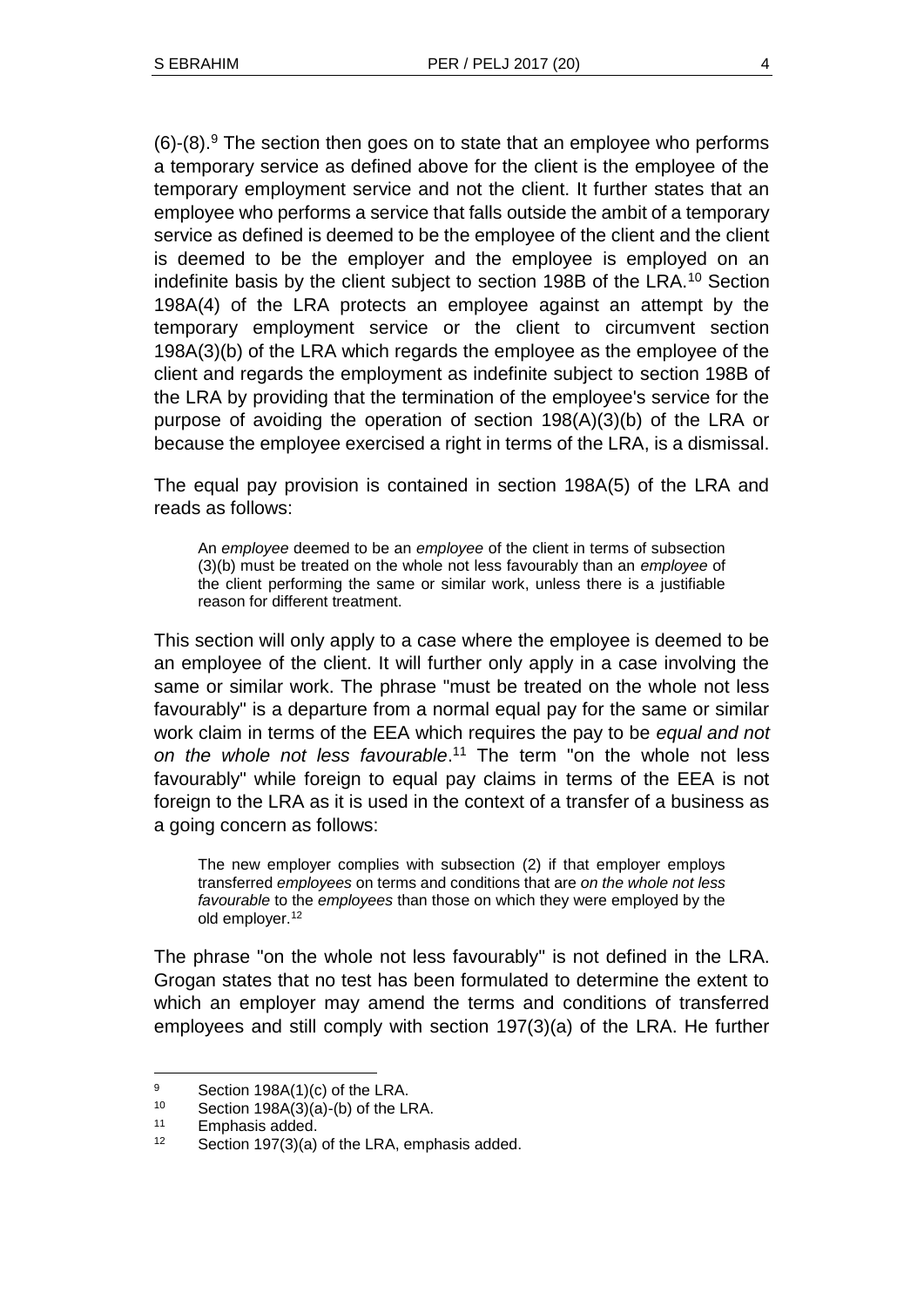(6)-(8).[9] The section then goes on to state that an employee who performs a temporary service as defined above for the client is the employee of the temporary employment service and not the client. It further states that an employee who performs a service that falls outside the ambit of a temporary service as defined is deemed to be the employee of the client and the client is deemed to be the employer and the employee is employed on an indefinite basis by the client subject to section 198B of the LRA.[10] Section 198A(4) of the LRA protects an employee against an attempt by the temporary employment service or the client to circumvent section 198A(3)(b) of the LRA which regards the employee as the employee of the client and regards the employment as indefinite subject to section 198B of the LRA by providing that the termination of the employee's service for the purpose of avoiding the operation of section 198(A)(3)(b) of the LRA or because the employee exercised a right in terms of the LRA, is a dismissal.

The equal pay provision is contained in section 198A(5) of the LRA and reads as follows:

> An *employee* deemed to be an *employee* of the client in terms of subsection (3)(b) must be treated on the whole not less favourably than an *employee* of the client performing the same or similar work, unless there is a justifiable reason for different treatment.

This section will only apply to a case where the employee is deemed to be an employee of the client. It will further only apply in a case involving the same or similar work. The phrase "must be treated on the whole not less favourably" is a departure from a normal equal pay for the same or similar work claim in terms of the EEA which requires the pay to be *equal and not on the whole not less favourable*.[11] The term "on the whole not less favourably" while foreign to equal pay claims in terms of the EEA is not foreign to the LRA as it is used in the context of a transfer of a business as a going concern as follows:

> The new employer complies with subsection (2) if that employer employs transferred *employees* on terms and conditions that are *on the whole not less favourable* to the *employees* than those on which they were employed by the old employer.[12]

The phrase "on the whole not less favourably" is not defined in the LRA. Grogan states that no test has been formulated to determine the extent to which an employer may amend the terms and conditions of transferred employees and still comply with section 197(3)(a) of the LRA. He further

---

[9] Section 198A(1)(c) of the LRA.

[10] Section 198A(3)(a)-(b) of the LRA.

[11] Emphasis added.

[12] Section 197(3)(a) of the LRA, emphasis added.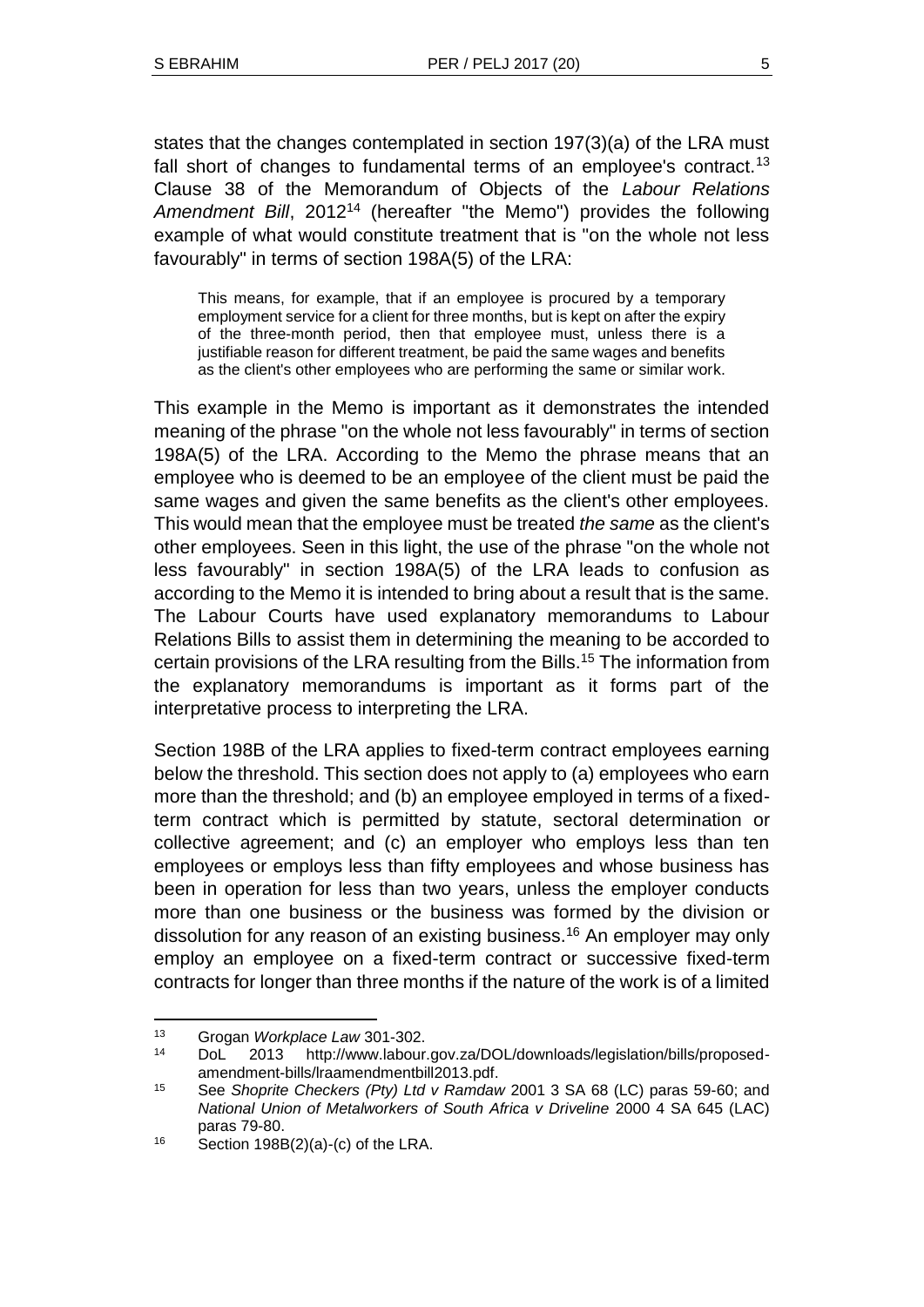states that the changes contemplated in section 197(3)(a) of the LRA must fall short of changes to fundamental terms of an employee's contract.[13] Clause 38 of the Memorandum of Objects of the *Labour Relations Amendment Bill*, 2012[14] (hereafter "the Memo") provides the following example of what would constitute treatment that is "on the whole not less favourably" in terms of section 198A(5) of the LRA:

> This means, for example, that if an employee is procured by a temporary employment service for a client for three months, but is kept on after the expiry of the three-month period, then that employee must, unless there is a justifiable reason for different treatment, be paid the same wages and benefits as the client's other employees who are performing the same or similar work.

This example in the Memo is important as it demonstrates the intended meaning of the phrase "on the whole not less favourably" in terms of section 198A(5) of the LRA. According to the Memo the phrase means that an employee who is deemed to be an employee of the client must be paid the same wages and given the same benefits as the client's other employees. This would mean that the employee must be treated *the same* as the client's other employees. Seen in this light, the use of the phrase "on the whole not less favourably" in section 198A(5) of the LRA leads to confusion as according to the Memo it is intended to bring about a result that is the same. The Labour Courts have used explanatory memorandums to Labour Relations Bills to assist them in determining the meaning to be accorded to certain provisions of the LRA resulting from the Bills.[15] The information from the explanatory memorandums is important as it forms part of the interpretative process to interpreting the LRA.

Section 198B of the LRA applies to fixed-term contract employees earning below the threshold. This section does not apply to (a) employees who earn more than the threshold; and (b) an employee employed in terms of a fixed-term contract which is permitted by statute, sectoral determination or collective agreement; and (c) an employer who employs less than ten employees or employs less than fifty employees and whose business has been in operation for less than two years, unless the employer conducts more than one business or the business was formed by the division or dissolution for any reason of an existing business.[16] An employer may only employ an employee on a fixed-term contract or successive fixed-term contracts for longer than three months if the nature of the work is of a limited

---

[13] Grogan *Workplace Law* 301-302.

[14] DoL 2013 http://www.labour.gov.za/DOL/downloads/legislation/bills/proposed-amendment-bills/lraamendmentbill2013.pdf.

[15] See *Shoprite Checkers (Pty) Ltd v Ramdaw* 2001 3 SA 68 (LC) paras 59-60; and *National Union of Metalworkers of South Africa v Driveline* 2000 4 SA 645 (LAC) paras 79-80.

[16] Section 198B(2)(a)-(c) of the LRA.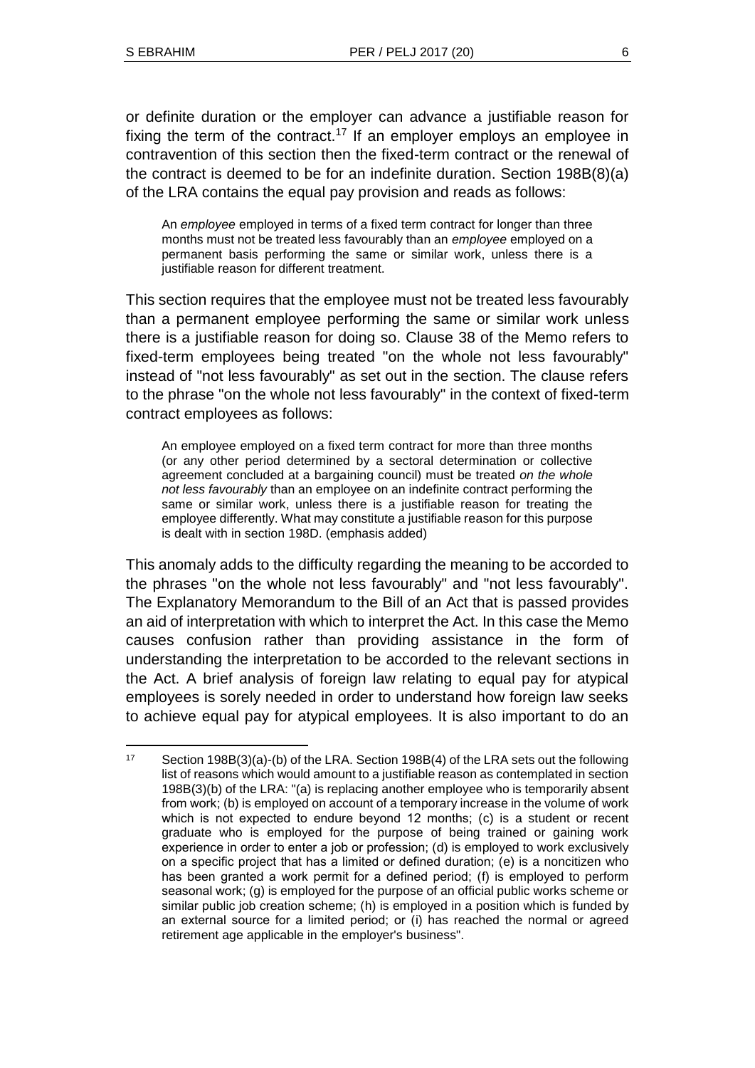or definite duration or the employer can advance a justifiable reason for fixing the term of the contract.[17] If an employer employs an employee in contravention of this section then the fixed-term contract or the renewal of the contract is deemed to be for an indefinite duration. Section 198B(8)(a) of the LRA contains the equal pay provision and reads as follows:

> An *employee* employed in terms of a fixed term contract for longer than three months must not be treated less favourably than an *employee* employed on a permanent basis performing the same or similar work, unless there is a justifiable reason for different treatment.

This section requires that the employee must not be treated less favourably than a permanent employee performing the same or similar work unless there is a justifiable reason for doing so. Clause 38 of the Memo refers to fixed-term employees being treated "on the whole not less favourably" instead of "not less favourably" as set out in the section. The clause refers to the phrase "on the whole not less favourably" in the context of fixed-term contract employees as follows:

> An employee employed on a fixed term contract for more than three months (or any other period determined by a sectoral determination or collective agreement concluded at a bargaining council) must be treated *on the whole not less favourably* than an employee on an indefinite contract performing the same or similar work, unless there is a justifiable reason for treating the employee differently. What may constitute a justifiable reason for this purpose is dealt with in section 198D. (emphasis added)

This anomaly adds to the difficulty regarding the meaning to be accorded to the phrases "on the whole not less favourably" and "not less favourably". The Explanatory Memorandum to the Bill of an Act that is passed provides an aid of interpretation with which to interpret the Act. In this case the Memo causes confusion rather than providing assistance in the form of understanding the interpretation to be accorded to the relevant sections in the Act. A brief analysis of foreign law relating to equal pay for atypical employees is sorely needed in order to understand how foreign law seeks to achieve equal pay for atypical employees. It is also important to do an

---

[17] Section 198B(3)(a)-(b) of the LRA. Section 198B(4) of the LRA sets out the following list of reasons which would amount to a justifiable reason as contemplated in section 198B(3)(b) of the LRA: "(a) is replacing another employee who is temporarily absent from work; (b) is employed on account of a temporary increase in the volume of work which is not expected to endure beyond 12 months; (c) is a student or recent graduate who is employed for the purpose of being trained or gaining work experience in order to enter a job or profession; (d) is employed to work exclusively on a specific project that has a limited or defined duration; (e) is a noncitizen who has been granted a work permit for a defined period; (f) is employed to perform seasonal work; (g) is employed for the purpose of an official public works scheme or similar public job creation scheme; (h) is employed in a position which is funded by an external source for a limited period; or (i) has reached the normal or agreed retirement age applicable in the employer's business".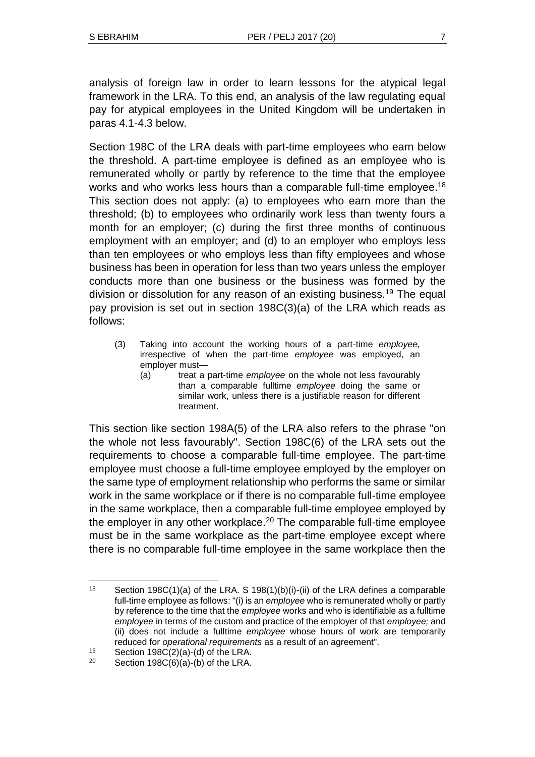analysis of foreign law in order to learn lessons for the atypical legal framework in the LRA. To this end, an analysis of the law regulating equal pay for atypical employees in the United Kingdom will be undertaken in paras 4.1-4.3 below.

Section 198C of the LRA deals with part-time employees who earn below the threshold. A part-time employee is defined as an employee who is remunerated wholly or partly by reference to the time that the employee works and who works less hours than a comparable full-time employee.[18] This section does not apply: (a) to employees who earn more than the threshold; (b) to employees who ordinarily work less than twenty fours a month for an employer; (c) during the first three months of continuous employment with an employer; and (d) to an employer who employs less than ten employees or who employs less than fifty employees and whose business has been in operation for less than two years unless the employer conducts more than one business or the business was formed by the division or dissolution for any reason of an existing business.[19] The equal pay provision is set out in section 198C(3)(a) of the LRA which reads as follows:

> (3) Taking into account the working hours of a part-time *employee,* irrespective of when the part-time *employee* was employed, an employer must—
>
> (a) treat a part-time *employee* on the whole not less favourably than a comparable fulltime *employee* doing the same or similar work, unless there is a justifiable reason for different treatment.

This section like section 198A(5) of the LRA also refers to the phrase "on the whole not less favourably". Section 198C(6) of the LRA sets out the requirements to choose a comparable full-time employee. The part-time employee must choose a full-time employee employed by the employer on the same type of employment relationship who performs the same or similar work in the same workplace or if there is no comparable full-time employee in the same workplace, then a comparable full-time employee employed by the employer in any other workplace.[20] The comparable full-time employee must be in the same workplace as the part-time employee except where there is no comparable full-time employee in the same workplace then the

---

[18] Section 198C(1)(a) of the LRA. S 198(1)(b)(i)-(ii) of the LRA defines a comparable full-time employee as follows: "(i) is an *employee* who is remunerated wholly or partly by reference to the time that the *employee* works and who is identifiable as a fulltime *employee* in terms of the custom and practice of the employer of that *employee;* and (ii) does not include a fulltime *employee* whose hours of work are temporarily reduced for *operational requirements* as a result of an agreement".

[19] Section 198C(2)(a)-(d) of the LRA.

[20] Section 198C(6)(a)-(b) of the LRA.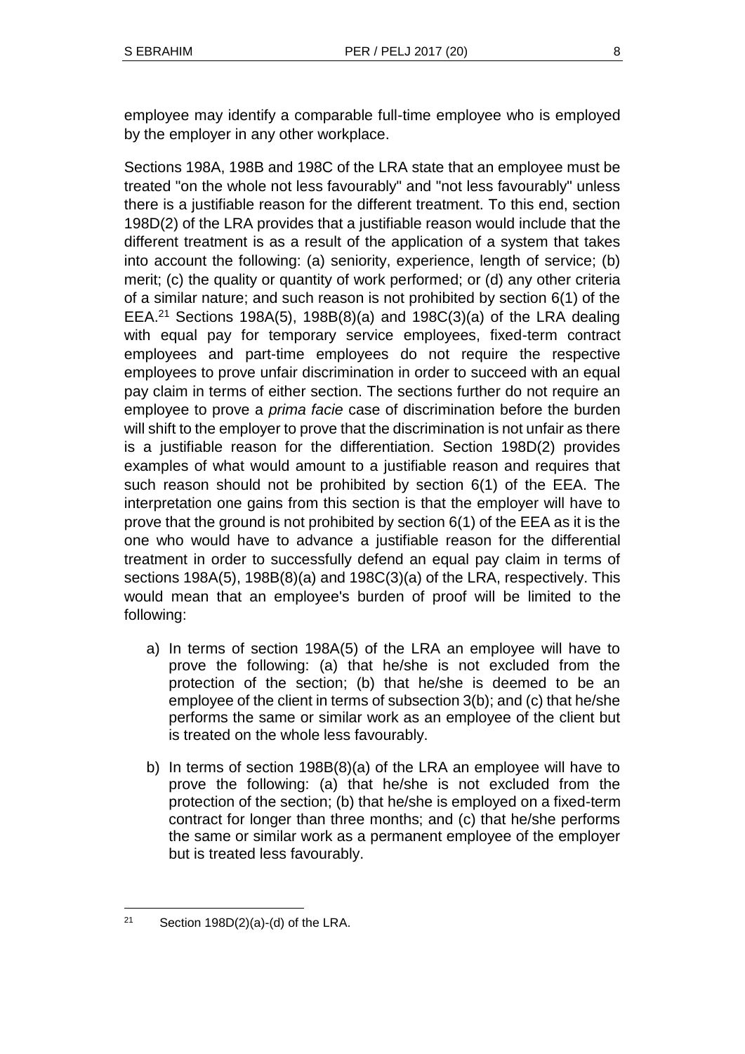employee may identify a comparable full-time employee who is employed by the employer in any other workplace.

Sections 198A, 198B and 198C of the LRA state that an employee must be treated "on the whole not less favourably" and "not less favourably" unless there is a justifiable reason for the different treatment. To this end, section 198D(2) of the LRA provides that a justifiable reason would include that the different treatment is as a result of the application of a system that takes into account the following: (a) seniority, experience, length of service; (b) merit; (c) the quality or quantity of work performed; or (d) any other criteria of a similar nature; and such reason is not prohibited by section 6(1) of the EEA.[21] Sections 198A(5), 198B(8)(a) and 198C(3)(a) of the LRA dealing with equal pay for temporary service employees, fixed-term contract employees and part-time employees do not require the respective employees to prove unfair discrimination in order to succeed with an equal pay claim in terms of either section. The sections further do not require an employee to prove a *prima facie* case of discrimination before the burden will shift to the employer to prove that the discrimination is not unfair as there is a justifiable reason for the differentiation. Section 198D(2) provides examples of what would amount to a justifiable reason and requires that such reason should not be prohibited by section 6(1) of the EEA. The interpretation one gains from this section is that the employer will have to prove that the ground is not prohibited by section 6(1) of the EEA as it is the one who would have to advance a justifiable reason for the differential treatment in order to successfully defend an equal pay claim in terms of sections 198A(5), 198B(8)(a) and 198C(3)(a) of the LRA, respectively. This would mean that an employee's burden of proof will be limited to the following:

a) In terms of section 198A(5) of the LRA an employee will have to prove the following: (a) that he/she is not excluded from the protection of the section; (b) that he/she is deemed to be an employee of the client in terms of subsection 3(b); and (c) that he/she performs the same or similar work as an employee of the client but is treated on the whole less favourably.

b) In terms of section 198B(8)(a) of the LRA an employee will have to prove the following: (a) that he/she is not excluded from the protection of the section; (b) that he/she is employed on a fixed-term contract for longer than three months; and (c) that he/she performs the same or similar work as a permanent employee of the employer but is treated less favourably.

---

[21] Section 198D(2)(a)-(d) of the LRA.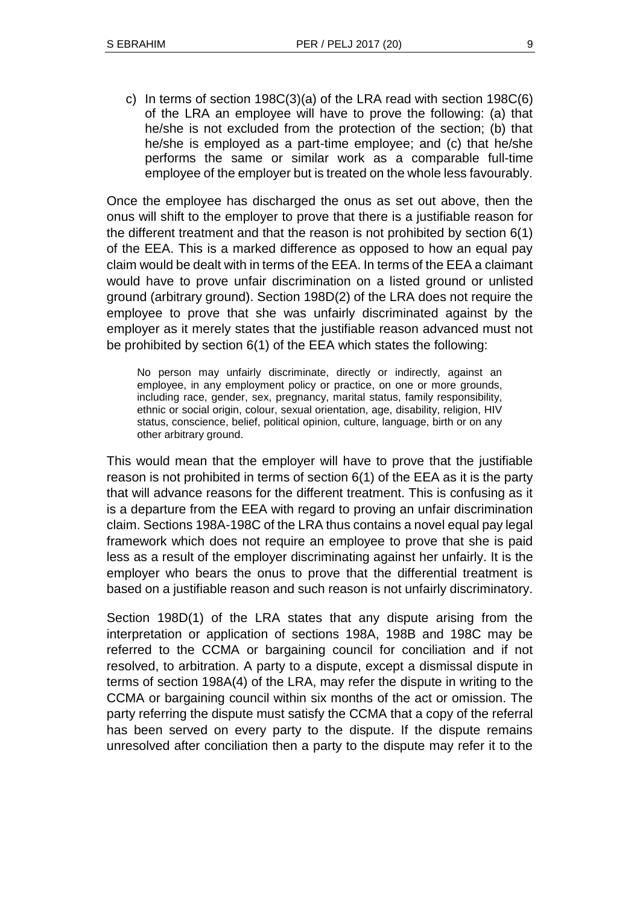c) In terms of section 198C(3)(a) of the LRA read with section 198C(6) of the LRA an employee will have to prove the following: (a) that he/she is not excluded from the protection of the section; (b) that he/she is employed as a part-time employee; and (c) that he/she performs the same or similar work as a comparable full-time employee of the employer but is treated on the whole less favourably.

Once the employee has discharged the onus as set out above, then the onus will shift to the employer to prove that there is a justifiable reason for the different treatment and that the reason is not prohibited by section 6(1) of the EEA. This is a marked difference as opposed to how an equal pay claim would be dealt with in terms of the EEA. In terms of the EEA a claimant would have to prove unfair discrimination on a listed ground or unlisted ground (arbitrary ground). Section 198D(2) of the LRA does not require the employee to prove that she was unfairly discriminated against by the employer as it merely states that the justifiable reason advanced must not be prohibited by section 6(1) of the EEA which states the following:

> No person may unfairly discriminate, directly or indirectly, against an employee, in any employment policy or practice, on one or more grounds, including race, gender, sex, pregnancy, marital status, family responsibility, ethnic or social origin, colour, sexual orientation, age, disability, religion, HIV status, conscience, belief, political opinion, culture, language, birth or on any other arbitrary ground.

This would mean that the employer will have to prove that the justifiable reason is not prohibited in terms of section 6(1) of the EEA as it is the party that will advance reasons for the different treatment. This is confusing as it is a departure from the EEA with regard to proving an unfair discrimination claim. Sections 198A-198C of the LRA thus contains a novel equal pay legal framework which does not require an employee to prove that she is paid less as a result of the employer discriminating against her unfairly. It is the employer who bears the onus to prove that the differential treatment is based on a justifiable reason and such reason is not unfairly discriminatory.

Section 198D(1) of the LRA states that any dispute arising from the interpretation or application of sections 198A, 198B and 198C may be referred to the CCMA or bargaining council for conciliation and if not resolved, to arbitration. A party to a dispute, except a dismissal dispute in terms of section 198A(4) of the LRA, may refer the dispute in writing to the CCMA or bargaining council within six months of the act or omission. The party referring the dispute must satisfy the CCMA that a copy of the referral has been served on every party to the dispute. If the dispute remains unresolved after conciliation then a party to the dispute may refer it to the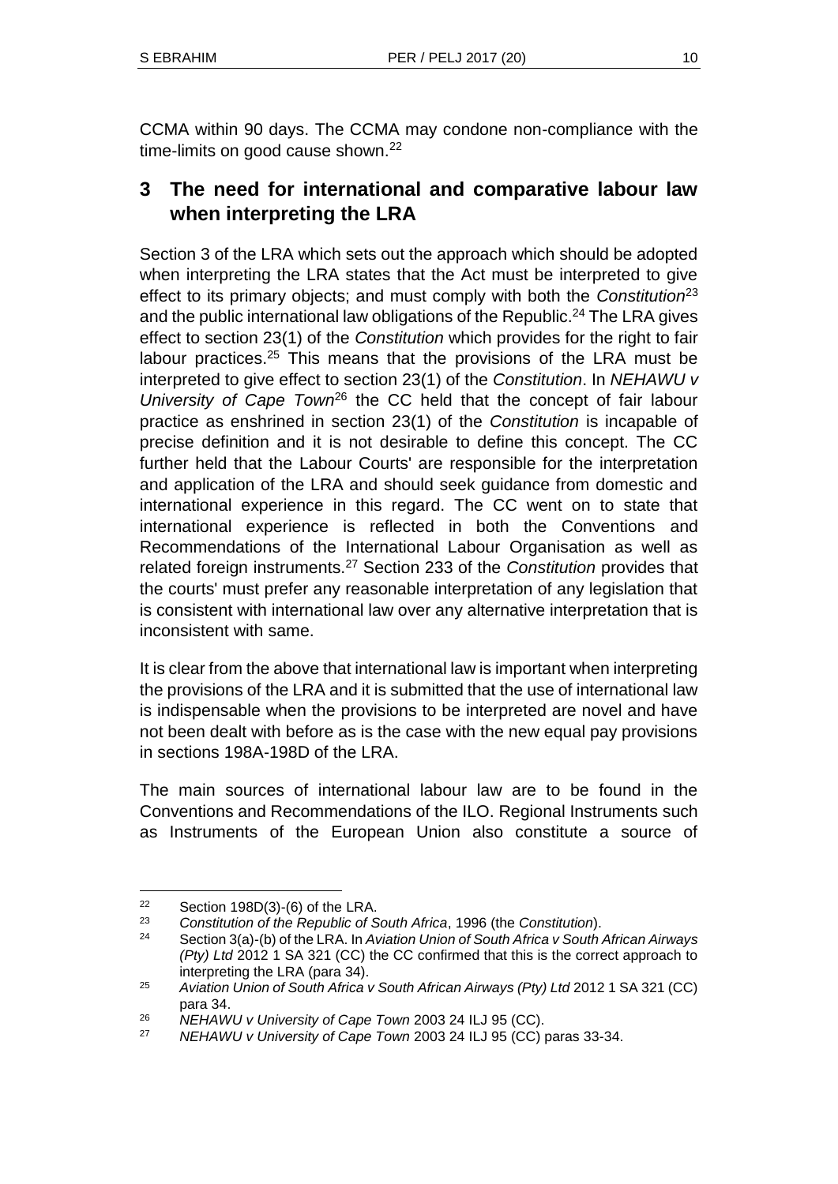CCMA within 90 days. The CCMA may condone non-compliance with the time-limits on good cause shown.[22]

## 3 The need for international and comparative labour law when interpreting the LRA

Section 3 of the LRA which sets out the approach which should be adopted when interpreting the LRA states that the Act must be interpreted to give effect to its primary objects; and must comply with both the *Constitution*[23] and the public international law obligations of the Republic.[24] The LRA gives effect to section 23(1) of the *Constitution* which provides for the right to fair labour practices.[25] This means that the provisions of the LRA must be interpreted to give effect to section 23(1) of the *Constitution*. In *NEHAWU v University of Cape Town*[26] the CC held that the concept of fair labour practice as enshrined in section 23(1) of the *Constitution* is incapable of precise definition and it is not desirable to define this concept. The CC further held that the Labour Courts' are responsible for the interpretation and application of the LRA and should seek guidance from domestic and international experience in this regard. The CC went on to state that international experience is reflected in both the Conventions and Recommendations of the International Labour Organisation as well as related foreign instruments.[27] Section 233 of the *Constitution* provides that the courts' must prefer any reasonable interpretation of any legislation that is consistent with international law over any alternative interpretation that is inconsistent with same.

It is clear from the above that international law is important when interpreting the provisions of the LRA and it is submitted that the use of international law is indispensable when the provisions to be interpreted are novel and have not been dealt with before as is the case with the new equal pay provisions in sections 198A-198D of the LRA.

The main sources of international labour law are to be found in the Conventions and Recommendations of the ILO. Regional Instruments such as Instruments of the European Union also constitute a source of

---

22 Section 198D(3)-(6) of the LRA.

23 *Constitution of the Republic of South Africa*, 1996 (the *Constitution*).

24 Section 3(a)-(b) of the LRA. In *Aviation Union of South Africa v South African Airways (Pty) Ltd* 2012 1 SA 321 (CC) the CC confirmed that this is the correct approach to interpreting the LRA (para 34).

25 *Aviation Union of South Africa v South African Airways (Pty) Ltd* 2012 1 SA 321 (CC) para 34.

26 *NEHAWU v University of Cape Town* 2003 24 ILJ 95 (CC).

27 *NEHAWU v University of Cape Town* 2003 24 ILJ 95 (CC) paras 33-34.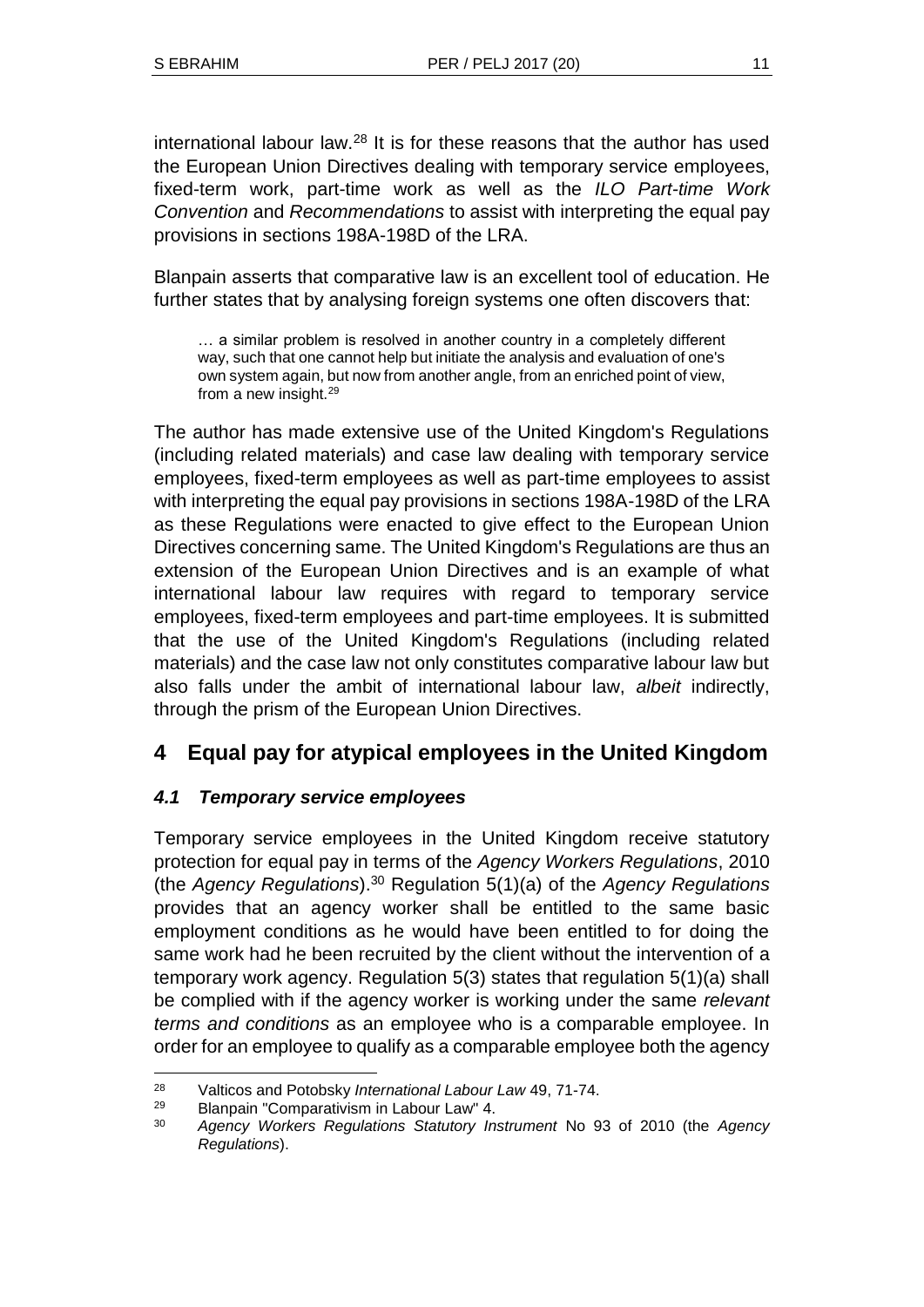international labour law.[28] It is for these reasons that the author has used the European Union Directives dealing with temporary service employees, fixed-term work, part-time work as well as the *ILO Part-time Work Convention* and *Recommendations* to assist with interpreting the equal pay provisions in sections 198A-198D of the LRA.

Blanpain asserts that comparative law is an excellent tool of education. He further states that by analysing foreign systems one often discovers that:

> … a similar problem is resolved in another country in a completely different way, such that one cannot help but initiate the analysis and evaluation of one's own system again, but now from another angle, from an enriched point of view, from a new insight.[29]

The author has made extensive use of the United Kingdom's Regulations (including related materials) and case law dealing with temporary service employees, fixed-term employees as well as part-time employees to assist with interpreting the equal pay provisions in sections 198A-198D of the LRA as these Regulations were enacted to give effect to the European Union Directives concerning same. The United Kingdom's Regulations are thus an extension of the European Union Directives and is an example of what international labour law requires with regard to temporary service employees, fixed-term employees and part-time employees. It is submitted that the use of the United Kingdom's Regulations (including related materials) and the case law not only constitutes comparative labour law but also falls under the ambit of international labour law, *albeit* indirectly, through the prism of the European Union Directives.

## 4 Equal pay for atypical employees in the United Kingdom

### *4.1 Temporary service employees*

Temporary service employees in the United Kingdom receive statutory protection for equal pay in terms of the *Agency Workers Regulations*, 2010 (the *Agency Regulations*).[30] Regulation 5(1)(a) of the *Agency Regulations* provides that an agency worker shall be entitled to the same basic employment conditions as he would have been entitled to for doing the same work had he been recruited by the client without the intervention of a temporary work agency. Regulation 5(3) states that regulation 5(1)(a) shall be complied with if the agency worker is working under the same *relevant terms and conditions* as an employee who is a comparable employee. In order for an employee to qualify as a comparable employee both the agency

---

[28] Valticos and Potobsky *International Labour Law* 49, 71-74.

[29] Blanpain "Comparativism in Labour Law" 4.

[30] *Agency Workers Regulations Statutory Instrument* No 93 of 2010 (the *Agency Regulations*).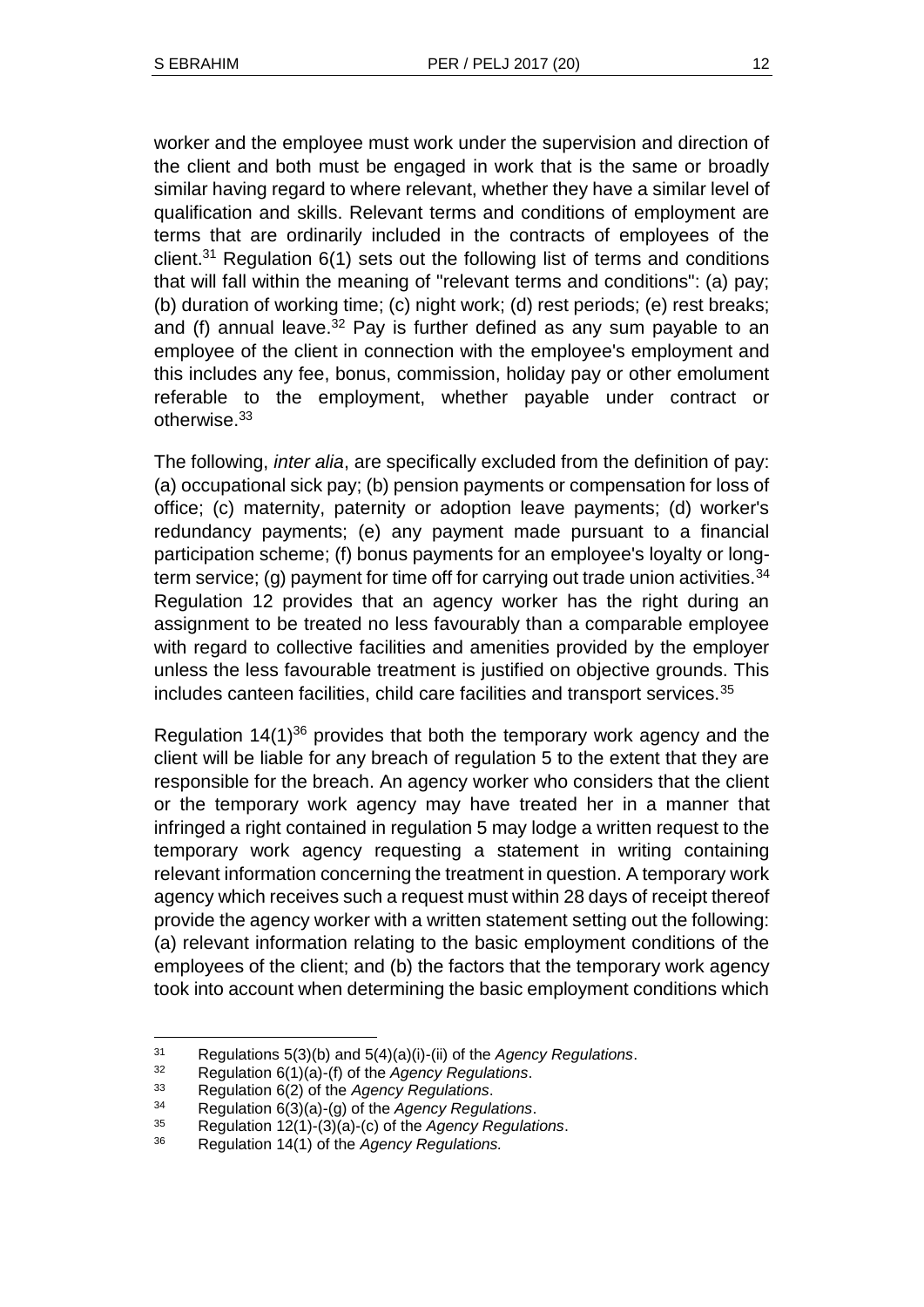worker and the employee must work under the supervision and direction of the client and both must be engaged in work that is the same or broadly similar having regard to where relevant, whether they have a similar level of qualification and skills. Relevant terms and conditions of employment are terms that are ordinarily included in the contracts of employees of the client.[31] Regulation 6(1) sets out the following list of terms and conditions that will fall within the meaning of "relevant terms and conditions": (a) pay; (b) duration of working time; (c) night work; (d) rest periods; (e) rest breaks; and (f) annual leave.[32] Pay is further defined as any sum payable to an employee of the client in connection with the employee's employment and this includes any fee, bonus, commission, holiday pay or other emolument referable to the employment, whether payable under contract or otherwise.[33]

The following, *inter alia*, are specifically excluded from the definition of pay: (a) occupational sick pay; (b) pension payments or compensation for loss of office; (c) maternity, paternity or adoption leave payments; (d) worker's redundancy payments; (e) any payment made pursuant to a financial participation scheme; (f) bonus payments for an employee's loyalty or long-term service; (g) payment for time off for carrying out trade union activities.[34] Regulation 12 provides that an agency worker has the right during an assignment to be treated no less favourably than a comparable employee with regard to collective facilities and amenities provided by the employer unless the less favourable treatment is justified on objective grounds. This includes canteen facilities, child care facilities and transport services.[35]

Regulation 14(1)[36] provides that both the temporary work agency and the client will be liable for any breach of regulation 5 to the extent that they are responsible for the breach. An agency worker who considers that the client or the temporary work agency may have treated her in a manner that infringed a right contained in regulation 5 may lodge a written request to the temporary work agency requesting a statement in writing containing relevant information concerning the treatment in question. A temporary work agency which receives such a request must within 28 days of receipt thereof provide the agency worker with a written statement setting out the following: (a) relevant information relating to the basic employment conditions of the employees of the client; and (b) the factors that the temporary work agency took into account when determining the basic employment conditions which

---

[31] Regulations 5(3)(b) and 5(4)(a)(i)-(ii) of the *Agency Regulations*.

[32] Regulation 6(1)(a)-(f) of the *Agency Regulations*.

[33] Regulation 6(2) of the *Agency Regulations*.

[34] Regulation 6(3)(a)-(g) of the *Agency Regulations*.

[35] Regulation 12(1)-(3)(a)-(c) of the *Agency Regulations*.

[36] Regulation 14(1) of the *Agency Regulations.*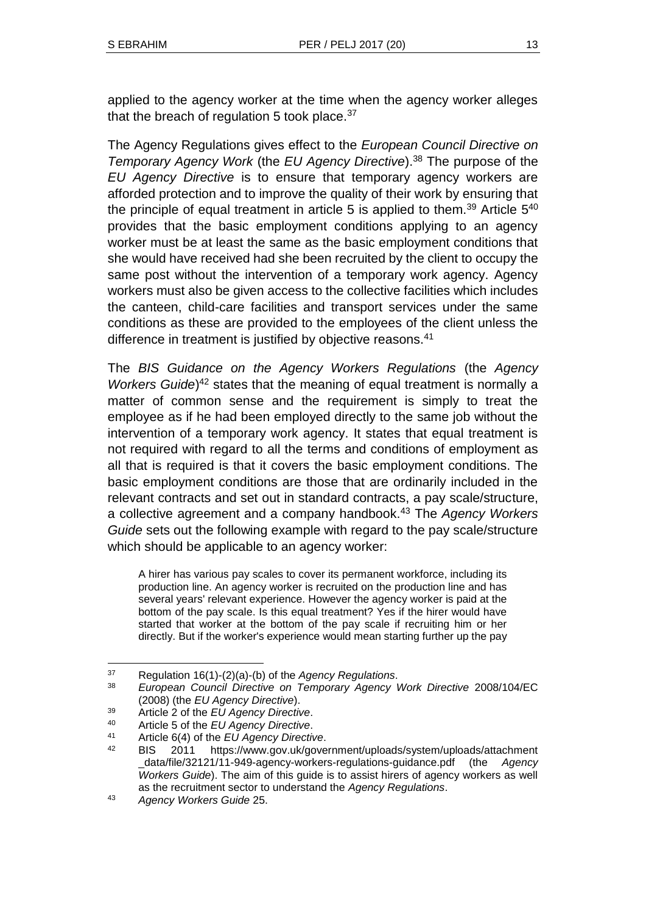applied to the agency worker at the time when the agency worker alleges that the breach of regulation 5 took place.[37]

The Agency Regulations gives effect to the *European Council Directive on Temporary Agency Work* (the *EU Agency Directive*).[38] The purpose of the *EU Agency Directive* is to ensure that temporary agency workers are afforded protection and to improve the quality of their work by ensuring that the principle of equal treatment in article 5 is applied to them.[39] Article 5[40] provides that the basic employment conditions applying to an agency worker must be at least the same as the basic employment conditions that she would have received had she been recruited by the client to occupy the same post without the intervention of a temporary work agency. Agency workers must also be given access to the collective facilities which includes the canteen, child-care facilities and transport services under the same conditions as these are provided to the employees of the client unless the difference in treatment is justified by objective reasons.[41]

The *BIS Guidance on the Agency Workers Regulations* (the *Agency Workers Guide*)[42] states that the meaning of equal treatment is normally a matter of common sense and the requirement is simply to treat the employee as if he had been employed directly to the same job without the intervention of a temporary work agency. It states that equal treatment is not required with regard to all the terms and conditions of employment as all that is required is that it covers the basic employment conditions. The basic employment conditions are those that are ordinarily included in the relevant contracts and set out in standard contracts, a pay scale/structure, a collective agreement and a company handbook.[43] The *Agency Workers Guide* sets out the following example with regard to the pay scale/structure which should be applicable to an agency worker:

> A hirer has various pay scales to cover its permanent workforce, including its production line. An agency worker is recruited on the production line and has several years' relevant experience. However the agency worker is paid at the bottom of the pay scale. Is this equal treatment? Yes if the hirer would have started that worker at the bottom of the pay scale if recruiting him or her directly. But if the worker's experience would mean starting further up the pay

---

[37] Regulation 16(1)-(2)(a)-(b) of the *Agency Regulations*.

[38] *European Council Directive on Temporary Agency Work Directive* 2008/104/EC (2008) (the *EU Agency Directive*).

[39] Article 2 of the *EU Agency Directive*.

[40] Article 5 of the *EU Agency Directive*.

[41] Article 6(4) of the *EU Agency Directive*.

[42] BIS 2011 https://www.gov.uk/government/uploads/system/uploads/attachment_data/file/32121/11-949-agency-workers-regulations-guidance.pdf (the *Agency Workers Guide*). The aim of this guide is to assist hirers of agency workers as well as the recruitment sector to understand the *Agency Regulations*.

[43] *Agency Workers Guide* 25.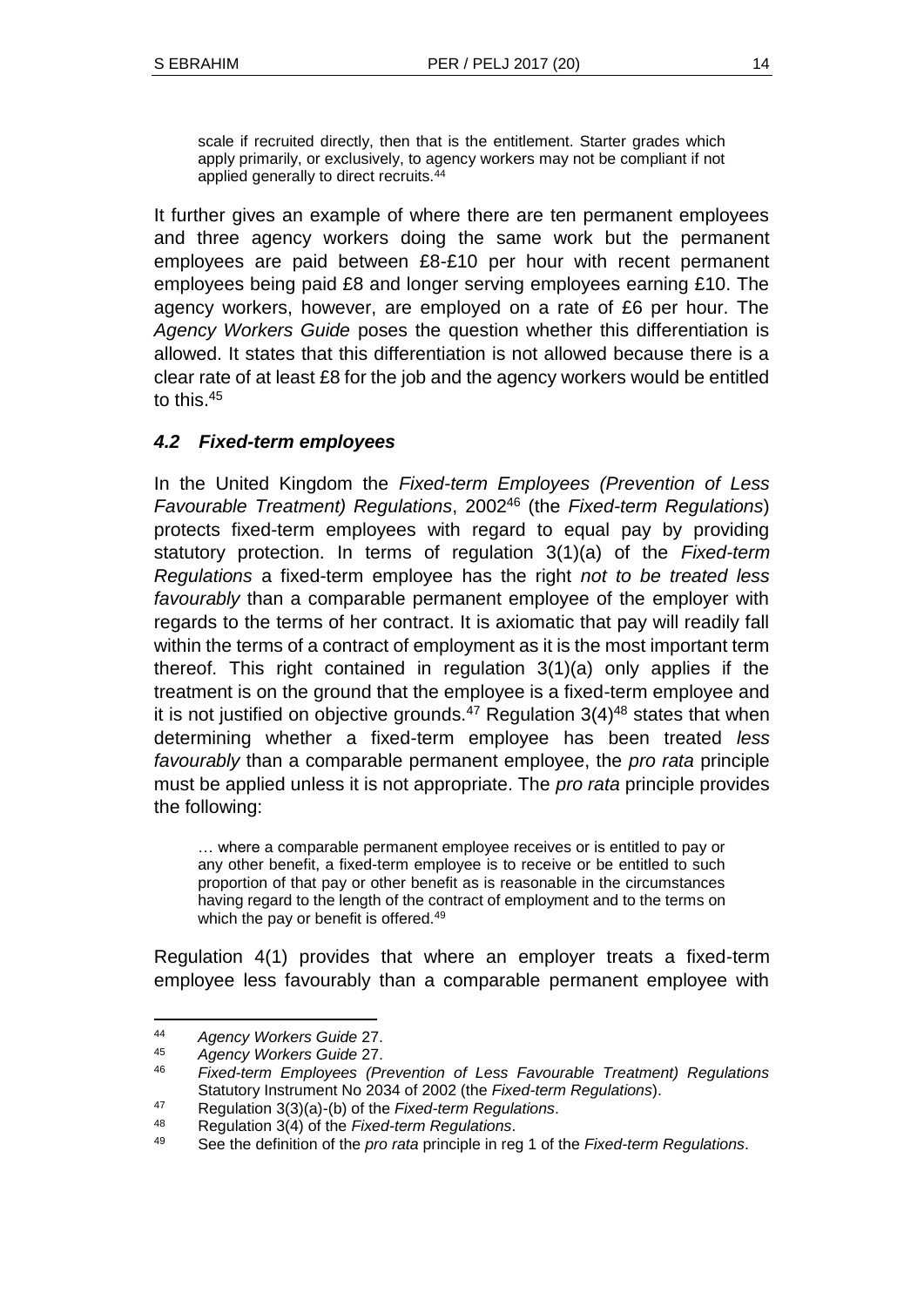> scale if recruited directly, then that is the entitlement. Starter grades which apply primarily, or exclusively, to agency workers may not be compliant if not applied generally to direct recruits.[44]

It further gives an example of where there are ten permanent employees and three agency workers doing the same work but the permanent employees are paid between £8-£10 per hour with recent permanent employees being paid £8 and longer serving employees earning £10. The agency workers, however, are employed on a rate of £6 per hour. The *Agency Workers Guide* poses the question whether this differentiation is allowed. It states that this differentiation is not allowed because there is a clear rate of at least £8 for the job and the agency workers would be entitled to this.[45]

### *4.2 Fixed-term employees*

In the United Kingdom the *Fixed-term Employees (Prevention of Less Favourable Treatment) Regulations*, 2002[46] (the *Fixed-term Regulations*) protects fixed-term employees with regard to equal pay by providing statutory protection. In terms of regulation 3(1)(a) of the *Fixed-term Regulations* a fixed-term employee has the right *not to be treated less favourably* than a comparable permanent employee of the employer with regards to the terms of her contract. It is axiomatic that pay will readily fall within the terms of a contract of employment as it is the most important term thereof. This right contained in regulation 3(1)(a) only applies if the treatment is on the ground that the employee is a fixed-term employee and it is not justified on objective grounds.[47] Regulation 3(4)[48] states that when determining whether a fixed-term employee has been treated *less favourably* than a comparable permanent employee, the *pro rata* principle must be applied unless it is not appropriate. The *pro rata* principle provides the following:

> … where a comparable permanent employee receives or is entitled to pay or any other benefit, a fixed-term employee is to receive or be entitled to such proportion of that pay or other benefit as is reasonable in the circumstances having regard to the length of the contract of employment and to the terms on which the pay or benefit is offered.[49]

Regulation 4(1) provides that where an employer treats a fixed-term employee less favourably than a comparable permanent employee with

---

44 *Agency Workers Guide* 27.

45 *Agency Workers Guide* 27.

46 *Fixed-term Employees (Prevention of Less Favourable Treatment) Regulations* Statutory Instrument No 2034 of 2002 (the *Fixed-term Regulations*).

47 Regulation 3(3)(a)-(b) of the *Fixed-term Regulations*.

48 Regulation 3(4) of the *Fixed-term Regulations*.

49 See the definition of the *pro rata* principle in reg 1 of the *Fixed-term Regulations*.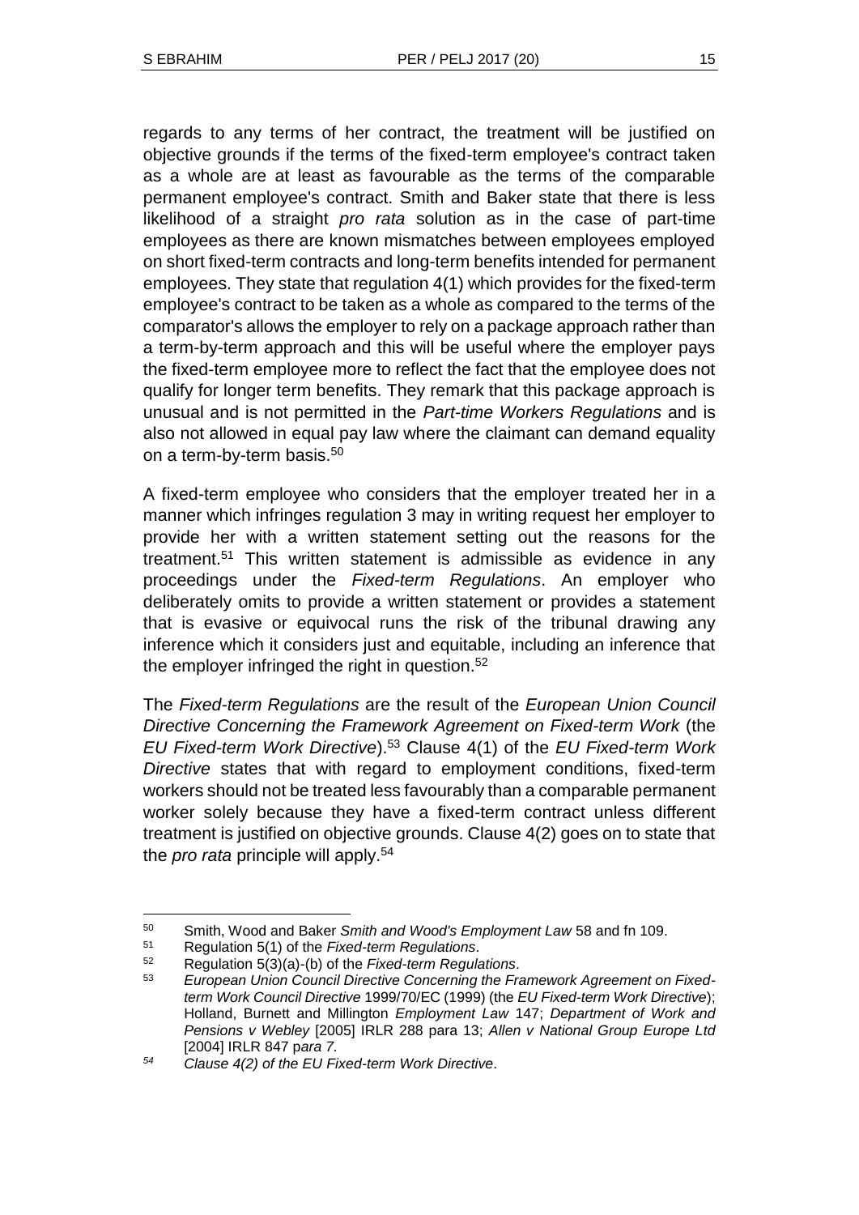regards to any terms of her contract, the treatment will be justified on objective grounds if the terms of the fixed-term employee's contract taken as a whole are at least as favourable as the terms of the comparable permanent employee's contract. Smith and Baker state that there is less likelihood of a straight *pro rata* solution as in the case of part-time employees as there are known mismatches between employees employed on short fixed-term contracts and long-term benefits intended for permanent employees. They state that regulation 4(1) which provides for the fixed-term employee's contract to be taken as a whole as compared to the terms of the comparator's allows the employer to rely on a package approach rather than a term-by-term approach and this will be useful where the employer pays the fixed-term employee more to reflect the fact that the employee does not qualify for longer term benefits. They remark that this package approach is unusual and is not permitted in the *Part-time Workers Regulations* and is also not allowed in equal pay law where the claimant can demand equality on a term-by-term basis.[50]

A fixed-term employee who considers that the employer treated her in a manner which infringes regulation 3 may in writing request her employer to provide her with a written statement setting out the reasons for the treatment.[51] This written statement is admissible as evidence in any proceedings under the *Fixed-term Regulations*. An employer who deliberately omits to provide a written statement or provides a statement that is evasive or equivocal runs the risk of the tribunal drawing any inference which it considers just and equitable, including an inference that the employer infringed the right in question.[52]

The *Fixed-term Regulations* are the result of the *European Union Council Directive Concerning the Framework Agreement on Fixed-term Work* (the *EU Fixed-term Work Directive*).[53] Clause 4(1) of the *EU Fixed-term Work Directive* states that with regard to employment conditions, fixed-term workers should not be treated less favourably than a comparable permanent worker solely because they have a fixed-term contract unless different treatment is justified on objective grounds. Clause 4(2) goes on to state that the *pro rata* principle will apply.[54]

---

50 Smith, Wood and Baker *Smith and Wood's Employment Law* 58 and fn 109.

51 Regulation 5(1) of the *Fixed-term Regulations*.

52 Regulation 5(3)(a)-(b) of the *Fixed-term Regulations*.

53 *European Union Council Directive Concerning the Framework Agreement on Fixed-term Work Council Directive* 1999/70/EC (1999) (the *EU Fixed-term Work Directive*); Holland, Burnett and Millington *Employment Law* 147; *Department of Work and Pensions v Webley* [2005] IRLR 288 para 13; *Allen v National Group Europe Ltd* [2004] IRLR 847 p*ara 7.*

54 *Clause 4(2) of the EU Fixed-term Work Directive.*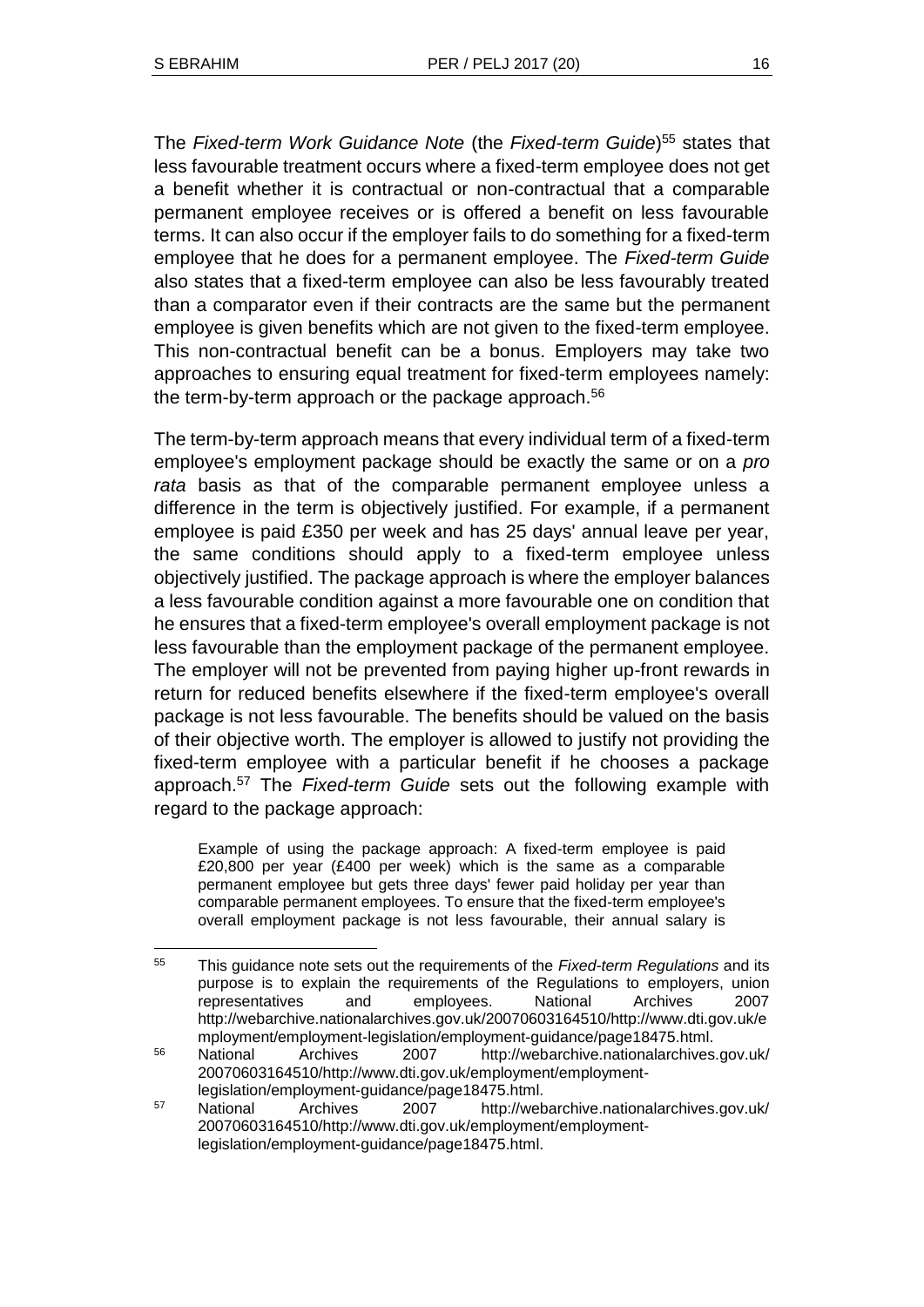The *Fixed-term Work Guidance Note* (the *Fixed-term Guide*)[55] states that less favourable treatment occurs where a fixed-term employee does not get a benefit whether it is contractual or non-contractual that a comparable permanent employee receives or is offered a benefit on less favourable terms. It can also occur if the employer fails to do something for a fixed-term employee that he does for a permanent employee. The *Fixed-term Guide* also states that a fixed-term employee can also be less favourably treated than a comparator even if their contracts are the same but the permanent employee is given benefits which are not given to the fixed-term employee. This non-contractual benefit can be a bonus. Employers may take two approaches to ensuring equal treatment for fixed-term employees namely: the term-by-term approach or the package approach.[56]

The term-by-term approach means that every individual term of a fixed-term employee's employment package should be exactly the same or on a *pro rata* basis as that of the comparable permanent employee unless a difference in the term is objectively justified. For example, if a permanent employee is paid £350 per week and has 25 days' annual leave per year, the same conditions should apply to a fixed-term employee unless objectively justified. The package approach is where the employer balances a less favourable condition against a more favourable one on condition that he ensures that a fixed-term employee's overall employment package is not less favourable than the employment package of the permanent employee. The employer will not be prevented from paying higher up-front rewards in return for reduced benefits elsewhere if the fixed-term employee's overall package is not less favourable. The benefits should be valued on the basis of their objective worth. The employer is allowed to justify not providing the fixed-term employee with a particular benefit if he chooses a package approach.[57] The *Fixed-term Guide* sets out the following example with regard to the package approach:

> Example of using the package approach: A fixed-term employee is paid £20,800 per year (£400 per week) which is the same as a comparable permanent employee but gets three days' fewer paid holiday per year than comparable permanent employees. To ensure that the fixed-term employee's overall employment package is not less favourable, their annual salary is

---

[55] This guidance note sets out the requirements of the *Fixed-term Regulations* and its purpose is to explain the requirements of the Regulations to employers, union representatives and employees. National Archives 2007 http://webarchive.nationalarchives.gov.uk/20070603164510/http://www.dti.gov.uk/employment/employment-legislation/employment-guidance/page18475.html.

[56] National Archives 2007 http://webarchive.nationalarchives.gov.uk/20070603164510/http://www.dti.gov.uk/employment/employment-legislation/employment-guidance/page18475.html.

[57] National Archives 2007 http://webarchive.nationalarchives.gov.uk/20070603164510/http://www.dti.gov.uk/employment/employment-legislation/employment-guidance/page18475.html.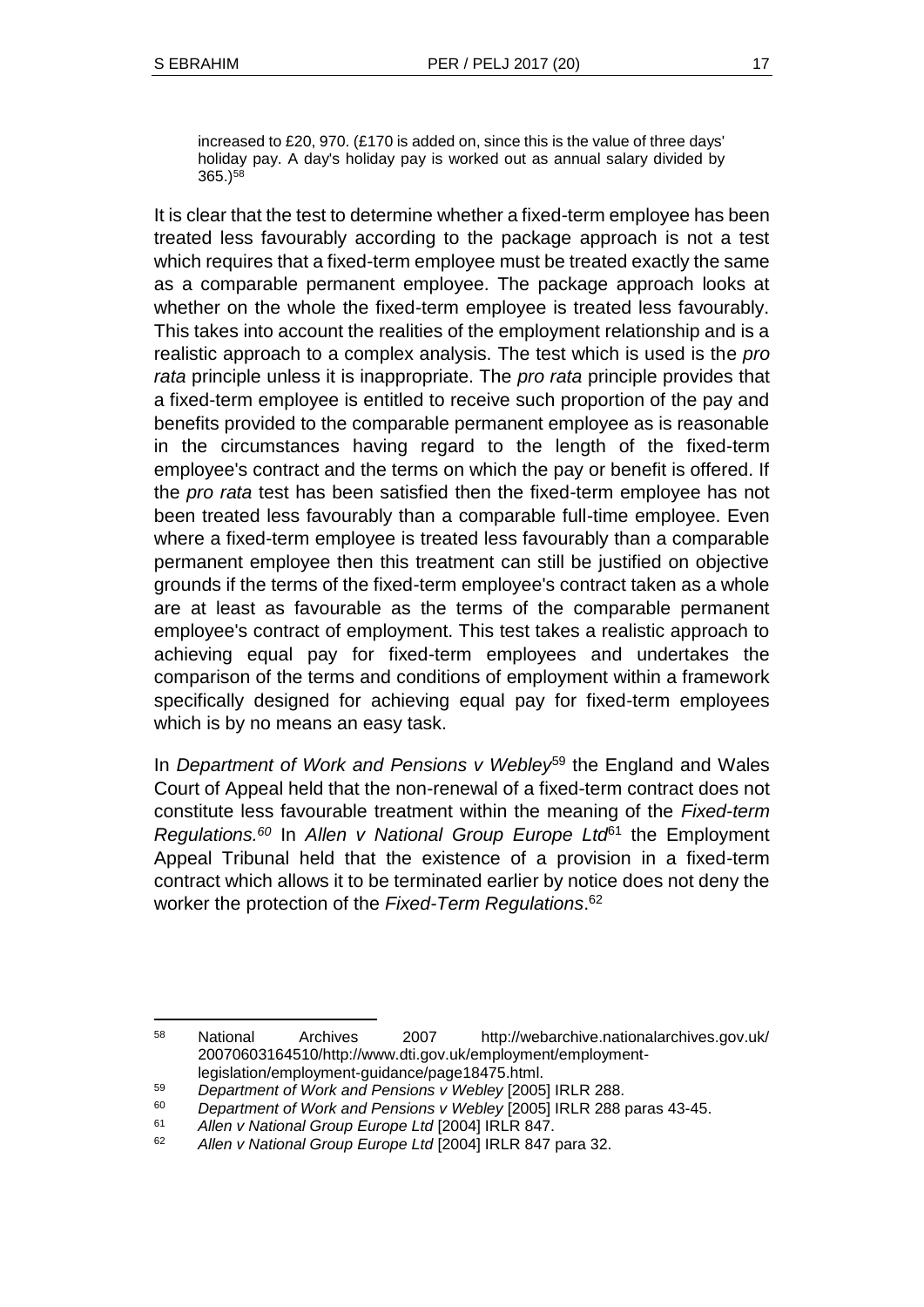> increased to £20, 970. (£170 is added on, since this is the value of three days' holiday pay. A day's holiday pay is worked out as annual salary divided by 365.)[58]

It is clear that the test to determine whether a fixed-term employee has been treated less favourably according to the package approach is not a test which requires that a fixed-term employee must be treated exactly the same as a comparable permanent employee. The package approach looks at whether on the whole the fixed-term employee is treated less favourably. This takes into account the realities of the employment relationship and is a realistic approach to a complex analysis. The test which is used is the *pro rata* principle unless it is inappropriate. The *pro rata* principle provides that a fixed-term employee is entitled to receive such proportion of the pay and benefits provided to the comparable permanent employee as is reasonable in the circumstances having regard to the length of the fixed-term employee's contract and the terms on which the pay or benefit is offered. If the *pro rata* test has been satisfied then the fixed-term employee has not been treated less favourably than a comparable full-time employee. Even where a fixed-term employee is treated less favourably than a comparable permanent employee then this treatment can still be justified on objective grounds if the terms of the fixed-term employee's contract taken as a whole are at least as favourable as the terms of the comparable permanent employee's contract of employment. This test takes a realistic approach to achieving equal pay for fixed-term employees and undertakes the comparison of the terms and conditions of employment within a framework specifically designed for achieving equal pay for fixed-term employees which is by no means an easy task.

In *Department of Work and Pensions v Webley*[59] the England and Wales Court of Appeal held that the non-renewal of a fixed-term contract does not constitute less favourable treatment within the meaning of the *Fixed-term Regulations.*[60] In *Allen v National Group Europe Ltd*[61] the Employment Appeal Tribunal held that the existence of a provision in a fixed-term contract which allows it to be terminated earlier by notice does not deny the worker the protection of the *Fixed-Term Regulations*.[62]

---

58 National Archives 2007 http://webarchive.nationalarchives.gov.uk/20070603164510/http://www.dti.gov.uk/employment/employment-legislation/employment-guidance/page18475.html.

59 *Department of Work and Pensions v Webley* [2005] IRLR 288.

60 *Department of Work and Pensions v Webley* [2005] IRLR 288 paras 43-45.

61 *Allen v National Group Europe Ltd* [2004] IRLR 847.

62 *Allen v National Group Europe Ltd* [2004] IRLR 847 para 32.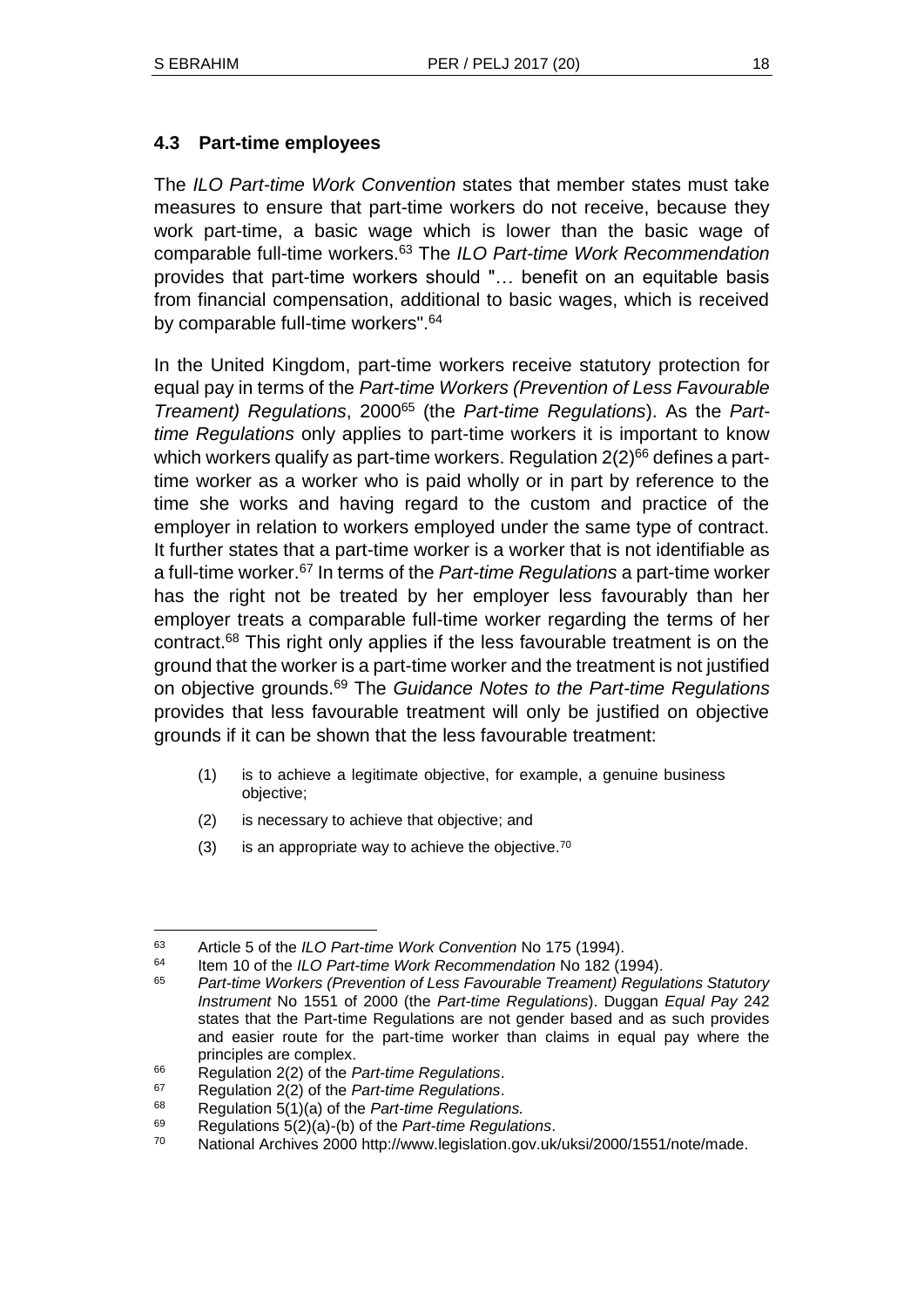### 4.3 Part-time employees

The *ILO Part-time Work Convention* states that member states must take measures to ensure that part-time workers do not receive, because they work part-time, a basic wage which is lower than the basic wage of comparable full-time workers.[63] The *ILO Part-time Work Recommendation* provides that part-time workers should "… benefit on an equitable basis from financial compensation, additional to basic wages, which is received by comparable full-time workers".[64]

In the United Kingdom, part-time workers receive statutory protection for equal pay in terms of the *Part-time Workers (Prevention of Less Favourable Treament) Regulations*, 2000[65] (the *Part-time Regulations*). As the *Part-time Regulations* only applies to part-time workers it is important to know which workers qualify as part-time workers. Regulation 2(2)[66] defines a part-time worker as a worker who is paid wholly or in part by reference to the time she works and having regard to the custom and practice of the employer in relation to workers employed under the same type of contract. It further states that a part-time worker is a worker that is not identifiable as a full-time worker.[67] In terms of the *Part-time Regulations* a part-time worker has the right not be treated by her employer less favourably than her employer treats a comparable full-time worker regarding the terms of her contract.[68] This right only applies if the less favourable treatment is on the ground that the worker is a part-time worker and the treatment is not justified on objective grounds.[69] The *Guidance Notes to the Part-time Regulations* provides that less favourable treatment will only be justified on objective grounds if it can be shown that the less favourable treatment:

> (1) is to achieve a legitimate objective, for example, a genuine business objective;
>
> (2) is necessary to achieve that objective; and
>
> (3) is an appropriate way to achieve the objective.[70]

---

63 Article 5 of the *ILO Part-time Work Convention* No 175 (1994).

64 Item 10 of the *ILO Part-time Work Recommendation* No 182 (1994).

65 *Part-time Workers (Prevention of Less Favourable Treament) Regulations Statutory Instrument* No 1551 of 2000 (the *Part-time Regulations*). Duggan *Equal Pay* 242 states that the Part-time Regulations are not gender based and as such provides and easier route for the part-time worker than claims in equal pay where the principles are complex.

66 Regulation 2(2) of the *Part-time Regulations*.

67 Regulation 2(2) of the *Part-time Regulations*.

68 Regulation 5(1)(a) of the *Part-time Regulations.*

69 Regulations 5(2)(a)-(b) of the *Part-time Regulations*.

70 National Archives 2000 http://www.legislation.gov.uk/uksi/2000/1551/note/made.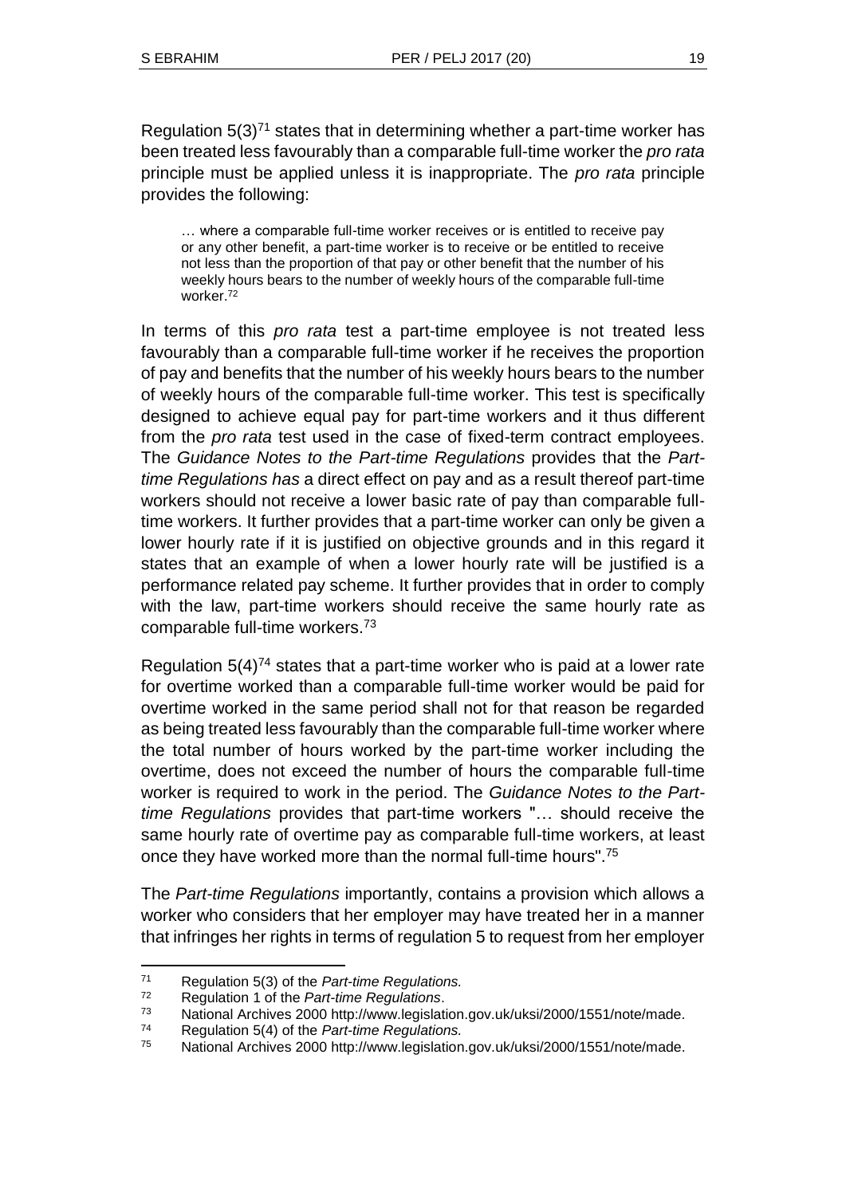Regulation 5(3)[71] states that in determining whether a part-time worker has been treated less favourably than a comparable full-time worker the *pro rata* principle must be applied unless it is inappropriate. The *pro rata* principle provides the following:

> … where a comparable full-time worker receives or is entitled to receive pay or any other benefit, a part-time worker is to receive or be entitled to receive not less than the proportion of that pay or other benefit that the number of his weekly hours bears to the number of weekly hours of the comparable full-time worker.[72]

In terms of this *pro rata* test a part-time employee is not treated less favourably than a comparable full-time worker if he receives the proportion of pay and benefits that the number of his weekly hours bears to the number of weekly hours of the comparable full-time worker. This test is specifically designed to achieve equal pay for part-time workers and it thus different from the *pro rata* test used in the case of fixed-term contract employees. The *Guidance Notes to the Part-time Regulations* provides that the *Part-time Regulations has* a direct effect on pay and as a result thereof part-time workers should not receive a lower basic rate of pay than comparable full-time workers. It further provides that a part-time worker can only be given a lower hourly rate if it is justified on objective grounds and in this regard it states that an example of when a lower hourly rate will be justified is a performance related pay scheme. It further provides that in order to comply with the law, part-time workers should receive the same hourly rate as comparable full-time workers.[73]

Regulation 5(4)[74] states that a part-time worker who is paid at a lower rate for overtime worked than a comparable full-time worker would be paid for overtime worked in the same period shall not for that reason be regarded as being treated less favourably than the comparable full-time worker where the total number of hours worked by the part-time worker including the overtime, does not exceed the number of hours the comparable full-time worker is required to work in the period. The *Guidance Notes to the Part-time Regulations* provides that part-time workers "… should receive the same hourly rate of overtime pay as comparable full-time workers, at least once they have worked more than the normal full-time hours".[75]

The *Part-time Regulations* importantly, contains a provision which allows a worker who considers that her employer may have treated her in a manner that infringes her rights in terms of regulation 5 to request from her employer

---

[71] Regulation 5(3) of the *Part-time Regulations.*

[72] Regulation 1 of the *Part-time Regulations*.

[73] National Archives 2000 http://www.legislation.gov.uk/uksi/2000/1551/note/made.

[74] Regulation 5(4) of the *Part-time Regulations.*

[75] National Archives 2000 http://www.legislation.gov.uk/uksi/2000/1551/note/made.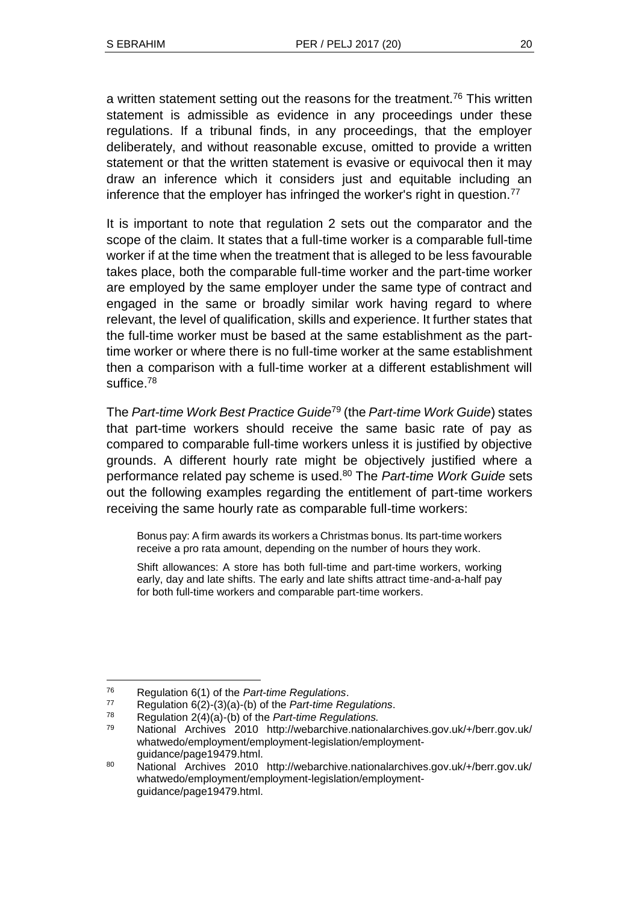a written statement setting out the reasons for the treatment.[76] This written statement is admissible as evidence in any proceedings under these regulations. If a tribunal finds, in any proceedings, that the employer deliberately, and without reasonable excuse, omitted to provide a written statement or that the written statement is evasive or equivocal then it may draw an inference which it considers just and equitable including an inference that the employer has infringed the worker's right in question.[77]

It is important to note that regulation 2 sets out the comparator and the scope of the claim. It states that a full-time worker is a comparable full-time worker if at the time when the treatment that is alleged to be less favourable takes place, both the comparable full-time worker and the part-time worker are employed by the same employer under the same type of contract and engaged in the same or broadly similar work having regard to where relevant, the level of qualification, skills and experience. It further states that the full-time worker must be based at the same establishment as the part-time worker or where there is no full-time worker at the same establishment then a comparison with a full-time worker at a different establishment will suffice.[78]

The *Part-time Work Best Practice Guide*[79] (the *Part-time Work Guide*) states that part-time workers should receive the same basic rate of pay as compared to comparable full-time workers unless it is justified by objective grounds. A different hourly rate might be objectively justified where a performance related pay scheme is used.[80] The *Part-time Work Guide* sets out the following examples regarding the entitlement of part-time workers receiving the same hourly rate as comparable full-time workers:

> Bonus pay: A firm awards its workers a Christmas bonus. Its part-time workers receive a pro rata amount, depending on the number of hours they work.
>
> Shift allowances: A store has both full-time and part-time workers, working early, day and late shifts. The early and late shifts attract time-and-a-half pay for both full-time workers and comparable part-time workers.

---

[76] Regulation 6(1) of the *Part-time Regulations*.

[77] Regulation 6(2)-(3)(a)-(b) of the *Part-time Regulations*.

[78] Regulation 2(4)(a)-(b) of the *Part-time Regulations.*

[79] National Archives 2010 http://webarchive.nationalarchives.gov.uk/+/berr.gov.uk/whatwedo/employment/employment-legislation/employment-guidance/page19479.html.

[80] National Archives 2010 http://webarchive.nationalarchives.gov.uk/+/berr.gov.uk/whatwedo/employment/employment-legislation/employment-guidance/page19479.html.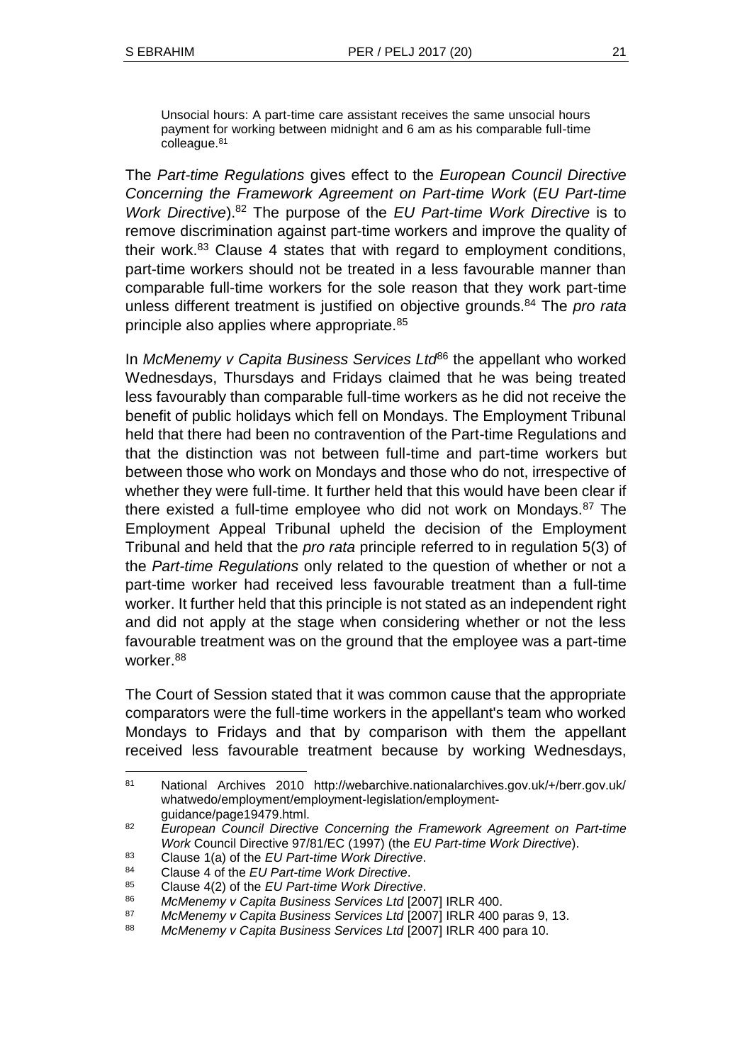> Unsocial hours: A part-time care assistant receives the same unsocial hours payment for working between midnight and 6 am as his comparable full-time colleague.[81]

The *Part-time Regulations* gives effect to the *European Council Directive Concerning the Framework Agreement on Part-time Work* (*EU Part-time Work Directive*).[82] The purpose of the *EU Part-time Work Directive* is to remove discrimination against part-time workers and improve the quality of their work.[83] Clause 4 states that with regard to employment conditions, part-time workers should not be treated in a less favourable manner than comparable full-time workers for the sole reason that they work part-time unless different treatment is justified on objective grounds.[84] The *pro rata* principle also applies where appropriate.[85]

In *McMenemy v Capita Business Services Ltd*[86] the appellant who worked Wednesdays, Thursdays and Fridays claimed that he was being treated less favourably than comparable full-time workers as he did not receive the benefit of public holidays which fell on Mondays. The Employment Tribunal held that there had been no contravention of the Part-time Regulations and that the distinction was not between full-time and part-time workers but between those who work on Mondays and those who do not, irrespective of whether they were full-time. It further held that this would have been clear if there existed a full-time employee who did not work on Mondays.[87] The Employment Appeal Tribunal upheld the decision of the Employment Tribunal and held that the *pro rata* principle referred to in regulation 5(3) of the *Part-time Regulations* only related to the question of whether or not a part-time worker had received less favourable treatment than a full-time worker. It further held that this principle is not stated as an independent right and did not apply at the stage when considering whether or not the less favourable treatment was on the ground that the employee was a part-time worker.[88]

The Court of Session stated that it was common cause that the appropriate comparators were the full-time workers in the appellant's team who worked Mondays to Fridays and that by comparison with them the appellant received less favourable treatment because by working Wednesdays,

---

[81] National Archives 2010 http://webarchive.nationalarchives.gov.uk/+/berr.gov.uk/whatwedo/employment/employment-legislation/employment-guidance/page19479.html.

[82] *European Council Directive Concerning the Framework Agreement on Part-time Work* Council Directive 97/81/EC (1997) (the *EU Part-time Work Directive*).

[83] Clause 1(a) of the *EU Part-time Work Directive*.

[84] Clause 4 of the *EU Part-time Work Directive*.

[85] Clause 4(2) of the *EU Part-time Work Directive*.

[86] *McMenemy v Capita Business Services Ltd* [2007] IRLR 400.

[87] *McMenemy v Capita Business Services Ltd* [2007] IRLR 400 paras 9, 13.

[88] *McMenemy v Capita Business Services Ltd* [2007] IRLR 400 para 10.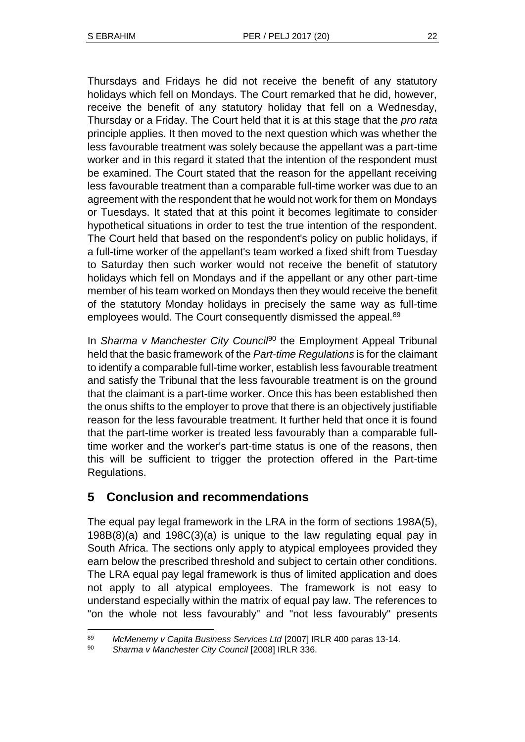Thursdays and Fridays he did not receive the benefit of any statutory holidays which fell on Mondays. The Court remarked that he did, however, receive the benefit of any statutory holiday that fell on a Wednesday, Thursday or a Friday. The Court held that it is at this stage that the *pro rata* principle applies. It then moved to the next question which was whether the less favourable treatment was solely because the appellant was a part-time worker and in this regard it stated that the intention of the respondent must be examined. The Court stated that the reason for the appellant receiving less favourable treatment than a comparable full-time worker was due to an agreement with the respondent that he would not work for them on Mondays or Tuesdays. It stated that at this point it becomes legitimate to consider hypothetical situations in order to test the true intention of the respondent. The Court held that based on the respondent's policy on public holidays, if a full-time worker of the appellant's team worked a fixed shift from Tuesday to Saturday then such worker would not receive the benefit of statutory holidays which fell on Mondays and if the appellant or any other part-time member of his team worked on Mondays then they would receive the benefit of the statutory Monday holidays in precisely the same way as full-time employees would. The Court consequently dismissed the appeal.[89]

In *Sharma v Manchester City Council*[90] the Employment Appeal Tribunal held that the basic framework of the *Part-time Regulations* is for the claimant to identify a comparable full-time worker, establish less favourable treatment and satisfy the Tribunal that the less favourable treatment is on the ground that the claimant is a part-time worker. Once this has been established then the onus shifts to the employer to prove that there is an objectively justifiable reason for the less favourable treatment. It further held that once it is found that the part-time worker is treated less favourably than a comparable full-time worker and the worker's part-time status is one of the reasons, then this will be sufficient to trigger the protection offered in the Part-time Regulations.

## 5 Conclusion and recommendations

The equal pay legal framework in the LRA in the form of sections 198A(5), 198B(8)(a) and 198C(3)(a) is unique to the law regulating equal pay in South Africa. The sections only apply to atypical employees provided they earn below the prescribed threshold and subject to certain other conditions. The LRA equal pay legal framework is thus of limited application and does not apply to all atypical employees. The framework is not easy to understand especially within the matrix of equal pay law. The references to "on the whole not less favourably" and "not less favourably" presents

---

[89] *McMenemy v Capita Business Services Ltd* [2007] IRLR 400 paras 13-14.

[90] *Sharma v Manchester City Council* [2008] IRLR 336.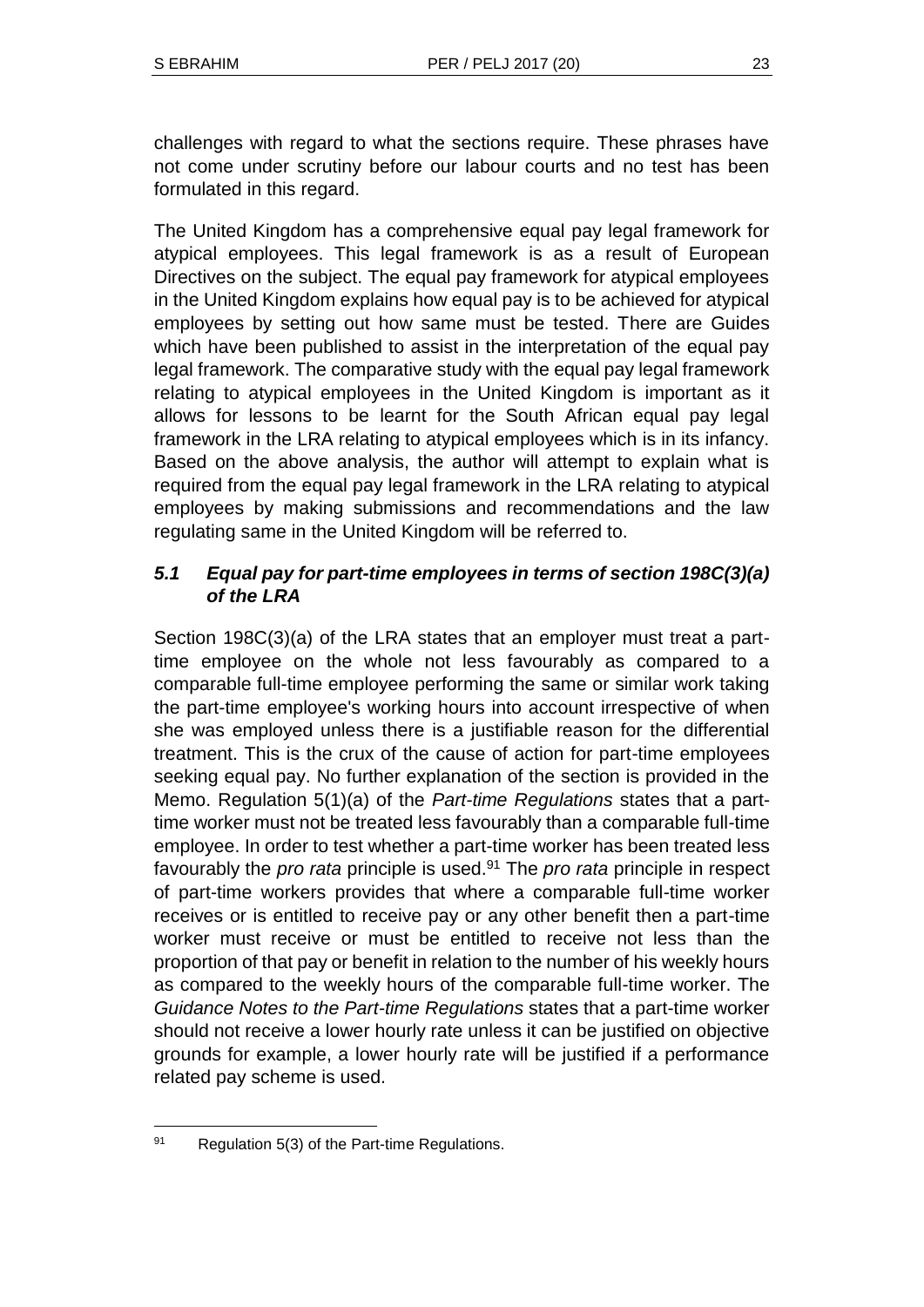challenges with regard to what the sections require. These phrases have not come under scrutiny before our labour courts and no test has been formulated in this regard.

The United Kingdom has a comprehensive equal pay legal framework for atypical employees. This legal framework is as a result of European Directives on the subject. The equal pay framework for atypical employees in the United Kingdom explains how equal pay is to be achieved for atypical employees by setting out how same must be tested. There are Guides which have been published to assist in the interpretation of the equal pay legal framework. The comparative study with the equal pay legal framework relating to atypical employees in the United Kingdom is important as it allows for lessons to be learnt for the South African equal pay legal framework in the LRA relating to atypical employees which is in its infancy. Based on the above analysis, the author will attempt to explain what is required from the equal pay legal framework in the LRA relating to atypical employees by making submissions and recommendations and the law regulating same in the United Kingdom will be referred to.

### *5.1 Equal pay for part-time employees in terms of section 198C(3)(a) of the LRA*

Section 198C(3)(a) of the LRA states that an employer must treat a part-time employee on the whole not less favourably as compared to a comparable full-time employee performing the same or similar work taking the part-time employee's working hours into account irrespective of when she was employed unless there is a justifiable reason for the differential treatment. This is the crux of the cause of action for part-time employees seeking equal pay. No further explanation of the section is provided in the Memo. Regulation 5(1)(a) of the *Part-time Regulations* states that a part-time worker must not be treated less favourably than a comparable full-time employee. In order to test whether a part-time worker has been treated less favourably the *pro rata* principle is used.[91] The *pro rata* principle in respect of part-time workers provides that where a comparable full-time worker receives or is entitled to receive pay or any other benefit then a part-time worker must receive or must be entitled to receive not less than the proportion of that pay or benefit in relation to the number of his weekly hours as compared to the weekly hours of the comparable full-time worker. The *Guidance Notes to the Part-time Regulations* states that a part-time worker should not receive a lower hourly rate unless it can be justified on objective grounds for example, a lower hourly rate will be justified if a performance related pay scheme is used.

---

[91] Regulation 5(3) of the Part-time Regulations.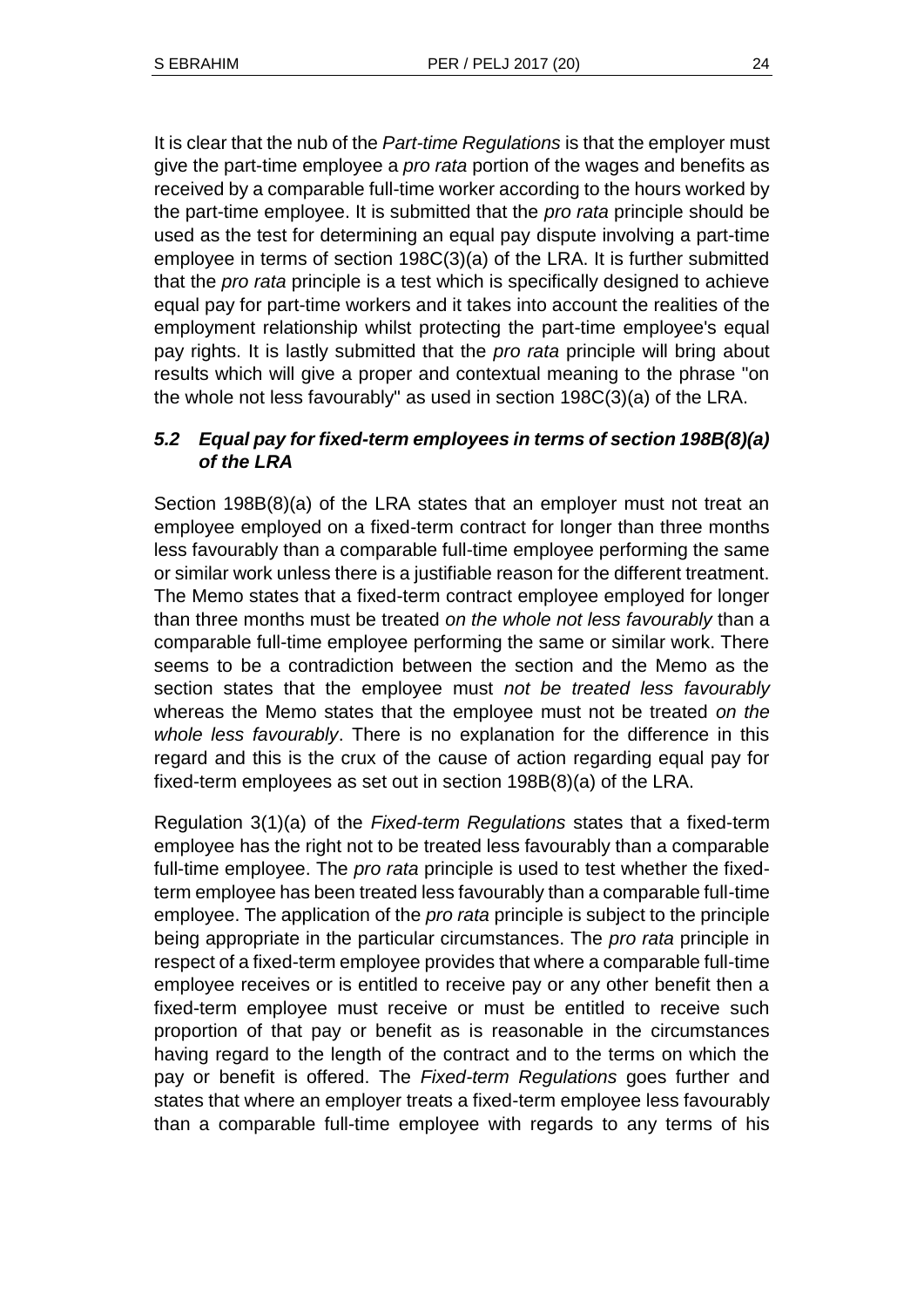It is clear that the nub of the *Part-time Regulations* is that the employer must give the part-time employee a *pro rata* portion of the wages and benefits as received by a comparable full-time worker according to the hours worked by the part-time employee. It is submitted that the *pro rata* principle should be used as the test for determining an equal pay dispute involving a part-time employee in terms of section 198C(3)(a) of the LRA. It is further submitted that the *pro rata* principle is a test which is specifically designed to achieve equal pay for part-time workers and it takes into account the realities of the employment relationship whilst protecting the part-time employee's equal pay rights. It is lastly submitted that the *pro rata* principle will bring about results which will give a proper and contextual meaning to the phrase "on the whole not less favourably" as used in section 198C(3)(a) of the LRA.

### *5.2 Equal pay for fixed-term employees in terms of section 198B(8)(a) of the LRA*

Section 198B(8)(a) of the LRA states that an employer must not treat an employee employed on a fixed-term contract for longer than three months less favourably than a comparable full-time employee performing the same or similar work unless there is a justifiable reason for the different treatment. The Memo states that a fixed-term contract employee employed for longer than three months must be treated *on the whole not less favourably* than a comparable full-time employee performing the same or similar work. There seems to be a contradiction between the section and the Memo as the section states that the employee must *not be treated less favourably* whereas the Memo states that the employee must not be treated *on the whole less favourably*. There is no explanation for the difference in this regard and this is the crux of the cause of action regarding equal pay for fixed-term employees as set out in section 198B(8)(a) of the LRA.

Regulation 3(1)(a) of the *Fixed-term Regulations* states that a fixed-term employee has the right not to be treated less favourably than a comparable full-time employee. The *pro rata* principle is used to test whether the fixed-term employee has been treated less favourably than a comparable full-time employee. The application of the *pro rata* principle is subject to the principle being appropriate in the particular circumstances. The *pro rata* principle in respect of a fixed-term employee provides that where a comparable full-time employee receives or is entitled to receive pay or any other benefit then a fixed-term employee must receive or must be entitled to receive such proportion of that pay or benefit as is reasonable in the circumstances having regard to the length of the contract and to the terms on which the pay or benefit is offered. The *Fixed-term Regulations* goes further and states that where an employer treats a fixed-term employee less favourably than a comparable full-time employee with regards to any terms of his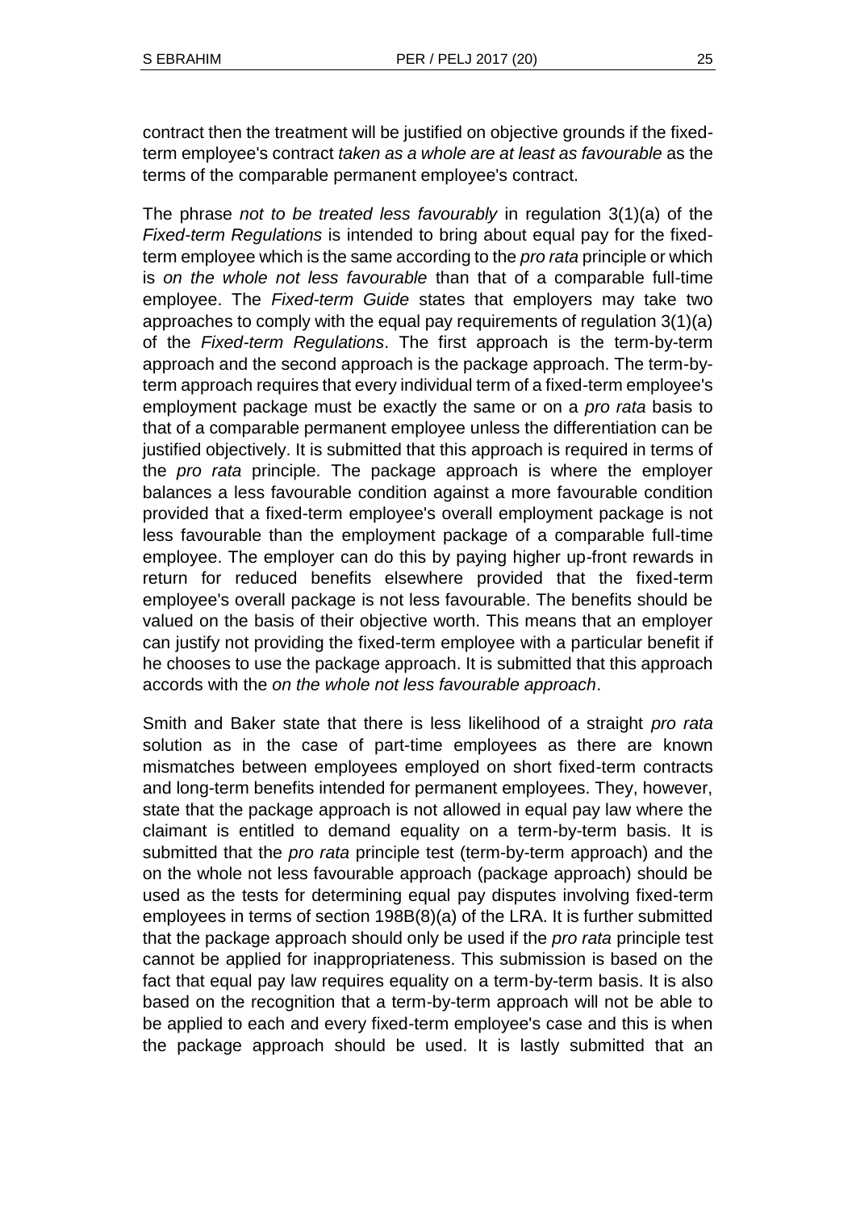contract then the treatment will be justified on objective grounds if the fixed-term employee's contract *taken as a whole are at least as favourable* as the terms of the comparable permanent employee's contract.

The phrase *not to be treated less favourably* in regulation 3(1)(a) of the *Fixed-term Regulations* is intended to bring about equal pay for the fixed-term employee which is the same according to the *pro rata* principle or which is *on the whole not less favourable* than that of a comparable full-time employee. The *Fixed-term Guide* states that employers may take two approaches to comply with the equal pay requirements of regulation 3(1)(a) of the *Fixed-term Regulations*. The first approach is the term-by-term approach and the second approach is the package approach. The term-by-term approach requires that every individual term of a fixed-term employee's employment package must be exactly the same or on a *pro rata* basis to that of a comparable permanent employee unless the differentiation can be justified objectively. It is submitted that this approach is required in terms of the *pro rata* principle. The package approach is where the employer balances a less favourable condition against a more favourable condition provided that a fixed-term employee's overall employment package is not less favourable than the employment package of a comparable full-time employee. The employer can do this by paying higher up-front rewards in return for reduced benefits elsewhere provided that the fixed-term employee's overall package is not less favourable. The benefits should be valued on the basis of their objective worth. This means that an employer can justify not providing the fixed-term employee with a particular benefit if he chooses to use the package approach. It is submitted that this approach accords with the *on the whole not less favourable approach*.

Smith and Baker state that there is less likelihood of a straight *pro rata* solution as in the case of part-time employees as there are known mismatches between employees employed on short fixed-term contracts and long-term benefits intended for permanent employees. They, however, state that the package approach is not allowed in equal pay law where the claimant is entitled to demand equality on a term-by-term basis. It is submitted that the *pro rata* principle test (term-by-term approach) and the on the whole not less favourable approach (package approach) should be used as the tests for determining equal pay disputes involving fixed-term employees in terms of section 198B(8)(a) of the LRA. It is further submitted that the package approach should only be used if the *pro rata* principle test cannot be applied for inappropriateness. This submission is based on the fact that equal pay law requires equality on a term-by-term basis. It is also based on the recognition that a term-by-term approach will not be able to be applied to each and every fixed-term employee's case and this is when the package approach should be used. It is lastly submitted that an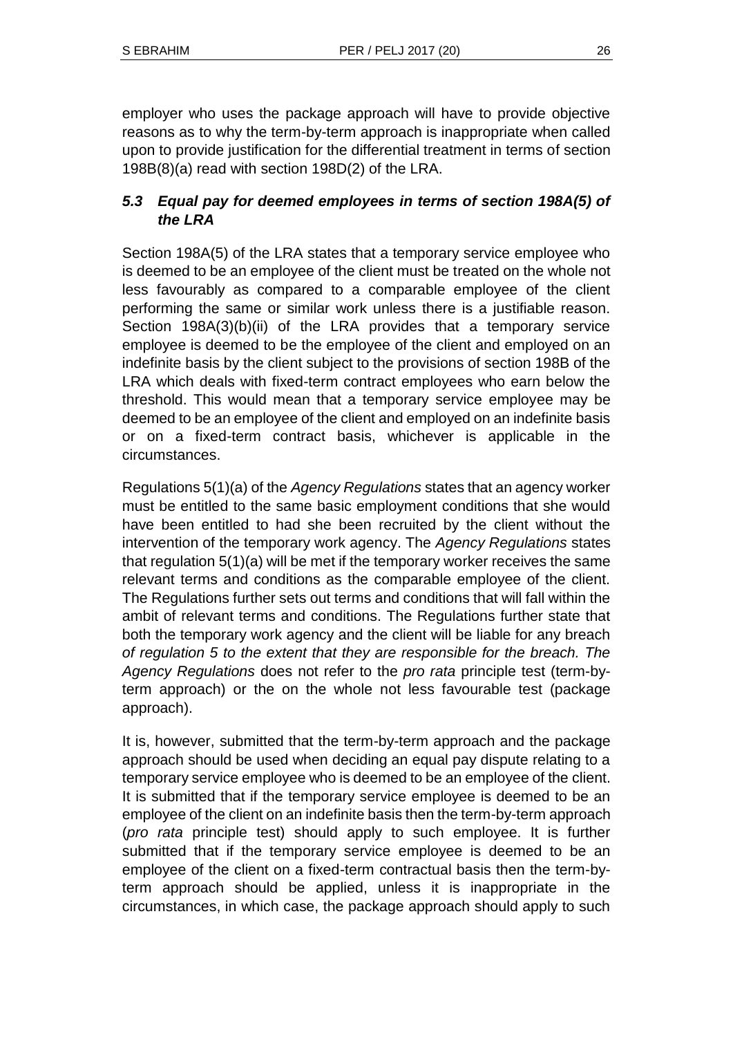employer who uses the package approach will have to provide objective reasons as to why the term-by-term approach is inappropriate when called upon to provide justification for the differential treatment in terms of section 198B(8)(a) read with section 198D(2) of the LRA.

### *5.3 Equal pay for deemed employees in terms of section 198A(5) of the LRA*

Section 198A(5) of the LRA states that a temporary service employee who is deemed to be an employee of the client must be treated on the whole not less favourably as compared to a comparable employee of the client performing the same or similar work unless there is a justifiable reason. Section 198A(3)(b)(ii) of the LRA provides that a temporary service employee is deemed to be the employee of the client and employed on an indefinite basis by the client subject to the provisions of section 198B of the LRA which deals with fixed-term contract employees who earn below the threshold. This would mean that a temporary service employee may be deemed to be an employee of the client and employed on an indefinite basis or on a fixed-term contract basis, whichever is applicable in the circumstances.

Regulations 5(1)(a) of the *Agency Regulations* states that an agency worker must be entitled to the same basic employment conditions that she would have been entitled to had she been recruited by the client without the intervention of the temporary work agency. The *Agency Regulations* states that regulation 5(1)(a) will be met if the temporary worker receives the same relevant terms and conditions as the comparable employee of the client. The Regulations further sets out terms and conditions that will fall within the ambit of relevant terms and conditions. The Regulations further state that both the temporary work agency and the client will be liable for any breach *of regulation 5 to the extent that they are responsible for the breach. The Agency Regulations* does not refer to the *pro rata* principle test (term-by-term approach) or the on the whole not less favourable test (package approach).

It is, however, submitted that the term-by-term approach and the package approach should be used when deciding an equal pay dispute relating to a temporary service employee who is deemed to be an employee of the client. It is submitted that if the temporary service employee is deemed to be an employee of the client on an indefinite basis then the term-by-term approach (*pro rata* principle test) should apply to such employee. It is further submitted that if the temporary service employee is deemed to be an employee of the client on a fixed-term contractual basis then the term-by-term approach should be applied, unless it is inappropriate in the circumstances, in which case, the package approach should apply to such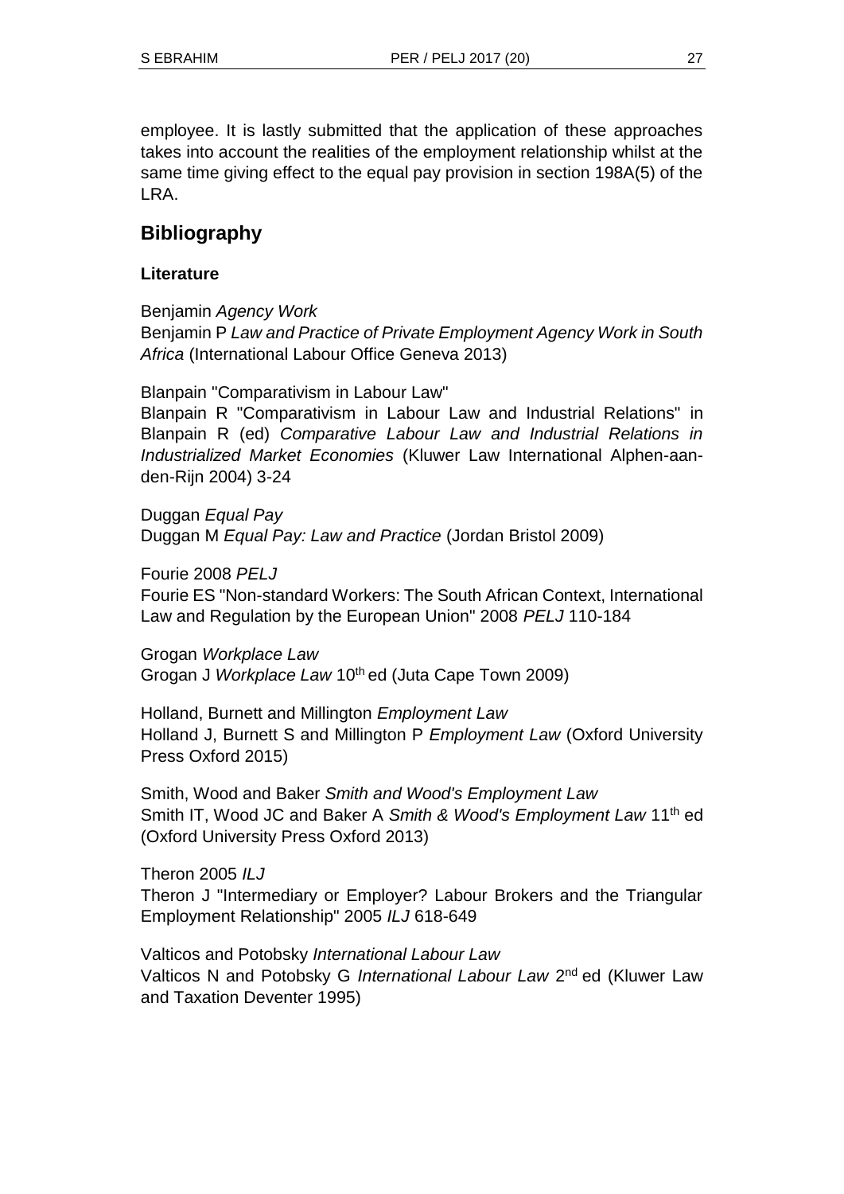employee. It is lastly submitted that the application of these approaches takes into account the realities of the employment relationship whilst at the same time giving effect to the equal pay provision in section 198A(5) of the LRA.

## Bibliography

### Literature

Benjamin *Agency Work*
Benjamin P *Law and Practice of Private Employment Agency Work in South Africa* (International Labour Office Geneva 2013)

Blanpain "Comparativism in Labour Law"
Blanpain R "Comparativism in Labour Law and Industrial Relations" in Blanpain R (ed) *Comparative Labour Law and Industrial Relations in Industrialized Market Economies* (Kluwer Law International Alphen-aan-den-Rijn 2004) 3-24

Duggan *Equal Pay*
Duggan M *Equal Pay: Law and Practice* (Jordan Bristol 2009)

Fourie 2008 *PELJ*
Fourie ES "Non-standard Workers: The South African Context, International Law and Regulation by the European Union" 2008 *PELJ* 110-184

Grogan *Workplace Law*
Grogan J *Workplace Law* 10th ed (Juta Cape Town 2009)

Holland, Burnett and Millington *Employment Law*
Holland J, Burnett S and Millington P *Employment Law* (Oxford University Press Oxford 2015)

Smith, Wood and Baker *Smith and Wood's Employment Law*
Smith IT, Wood JC and Baker A *Smith & Wood's Employment Law* 11th ed (Oxford University Press Oxford 2013)

Theron 2005 *ILJ*
Theron J "Intermediary or Employer? Labour Brokers and the Triangular Employment Relationship" 2005 *ILJ* 618-649

Valticos and Potobsky *International Labour Law*
Valticos N and Potobsky G *International Labour Law* 2nd ed (Kluwer Law and Taxation Deventer 1995)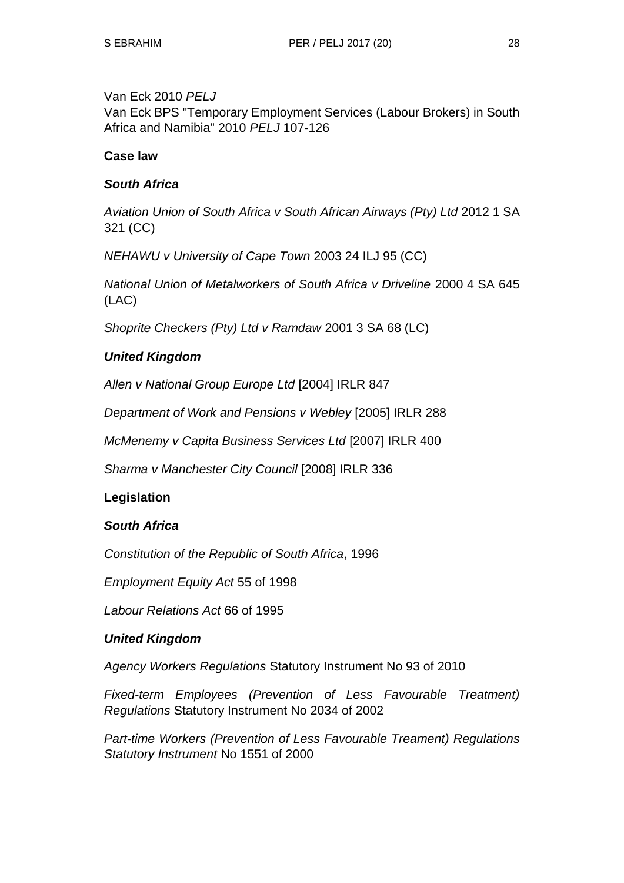Van Eck 2010 *PELJ*
Van Eck BPS "Temporary Employment Services (Labour Brokers) in South Africa and Namibia" 2010 *PELJ* 107-126

**Case law**

***South Africa***

*Aviation Union of South Africa v South African Airways (Pty) Ltd* 2012 1 SA 321 (CC)

*NEHAWU v University of Cape Town* 2003 24 ILJ 95 (CC)

*National Union of Metalworkers of South Africa v Driveline* 2000 4 SA 645 (LAC)

*Shoprite Checkers (Pty) Ltd v Ramdaw* 2001 3 SA 68 (LC)

***United Kingdom***

*Allen v National Group Europe Ltd* [2004] IRLR 847

*Department of Work and Pensions v Webley* [2005] IRLR 288

*McMenemy v Capita Business Services Ltd* [2007] IRLR 400

*Sharma v Manchester City Council* [2008] IRLR 336

**Legislation**

***South Africa***

*Constitution of the Republic of South Africa*, 1996

*Employment Equity Act* 55 of 1998

*Labour Relations Act* 66 of 1995

***United Kingdom***

*Agency Workers Regulations* Statutory Instrument No 93 of 2010

*Fixed-term Employees (Prevention of Less Favourable Treatment) Regulations* Statutory Instrument No 2034 of 2002

*Part-time Workers (Prevention of Less Favourable Treament) Regulations Statutory Instrument* No 1551 of 2000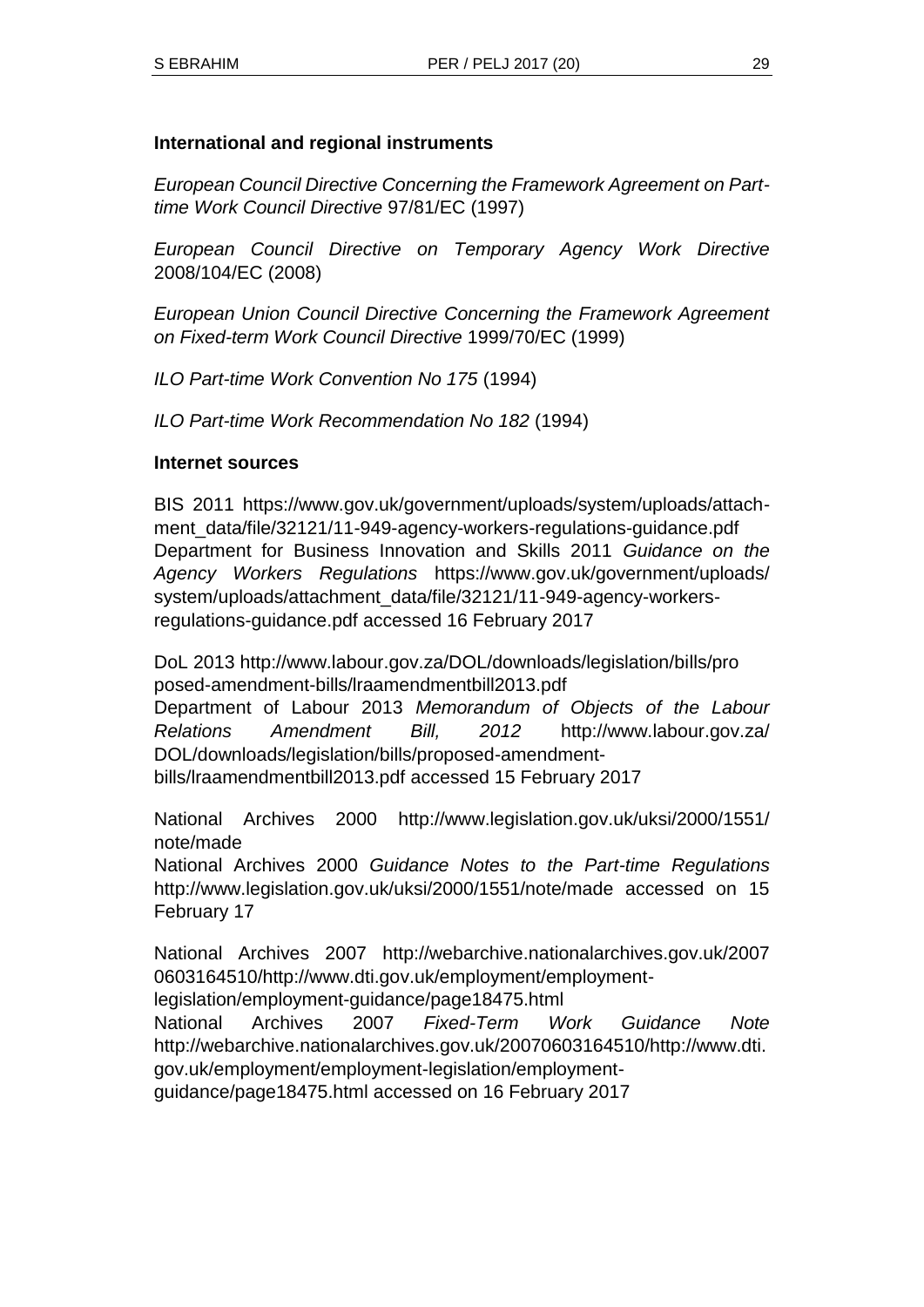**International and regional instruments**

*European Council Directive Concerning the Framework Agreement on Part-time Work Council Directive* 97/81/EC (1997)

*European Council Directive on Temporary Agency Work Directive* 2008/104/EC (2008)

*European Union Council Directive Concerning the Framework Agreement on Fixed-term Work Council Directive* 1999/70/EC (1999)

*ILO Part-time Work Convention No 175* (1994)

*ILO Part-time Work Recommendation No 182* (1994)

**Internet sources**

BIS 2011 https://www.gov.uk/government/uploads/system/uploads/attachment_data/file/32121/11-949-agency-workers-regulations-guidance.pdf
Department for Business Innovation and Skills 2011 *Guidance on the Agency Workers Regulations* https://www.gov.uk/government/uploads/system/uploads/attachment_data/file/32121/11-949-agency-workers-regulations-guidance.pdf accessed 16 February 2017

DoL 2013 http://www.labour.gov.za/DOL/downloads/legislation/bills/proposed-amendment-bills/lraamendmentbill2013.pdf
Department of Labour 2013 *Memorandum of Objects of the Labour Relations Amendment Bill, 2012* http://www.labour.gov.za/DOL/downloads/legislation/bills/proposed-amendment-bills/lraamendmentbill2013.pdf accessed 15 February 2017

National Archives 2000 http://www.legislation.gov.uk/uksi/2000/1551/note/made
National Archives 2000 *Guidance Notes to the Part-time Regulations* http://www.legislation.gov.uk/uksi/2000/1551/note/made accessed on 15 February 17

National Archives 2007 http://webarchive.nationalarchives.gov.uk/20070603164510/http://www.dti.gov.uk/employment/employment-legislation/employment-guidance/page18475.html
National Archives 2007 *Fixed-Term Work Guidance Note* http://webarchive.nationalarchives.gov.uk/20070603164510/http://www.dti.gov.uk/employment/employment-legislation/employment-guidance/page18475.html accessed on 16 February 2017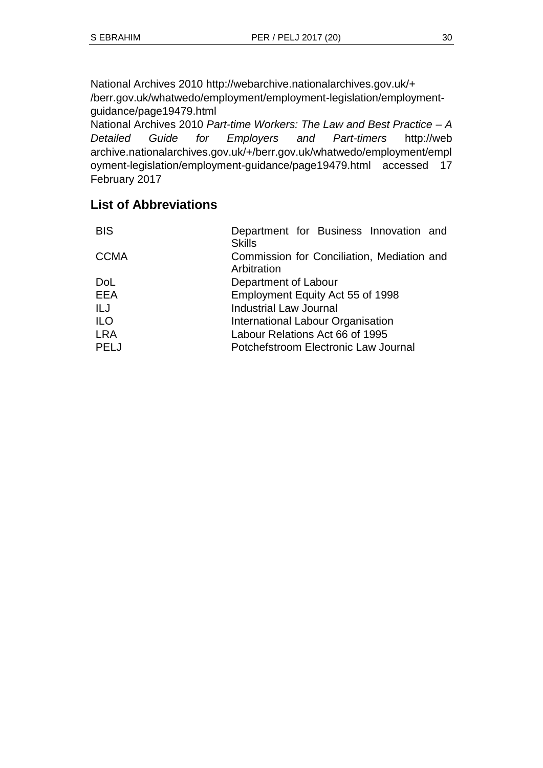National Archives 2010 http://webarchive.nationalarchives.gov.uk/+/berr.gov.uk/whatwedo/employment/employment-legislation/employment-guidance/page19479.html

National Archives 2010 *Part-time Workers: The Law and Best Practice – A Detailed Guide for Employers and Part-timers* http://webarchive.nationalarchives.gov.uk/+/berr.gov.uk/whatwedo/employment/employment-legislation/employment-guidance/page19479.html accessed 17 February 2017

## List of Abbreviations

| | |
|---|---|
| BIS | Department for Business Innovation and Skills |
| CCMA | Commission for Conciliation, Mediation and Arbitration |
| DoL | Department of Labour |
| EEA | Employment Equity Act 55 of 1998 |
| ILJ | Industrial Law Journal |
| ILO | International Labour Organisation |
| LRA | Labour Relations Act 66 of 1995 |
| PELJ | Potchefstroom Electronic Law Journal |